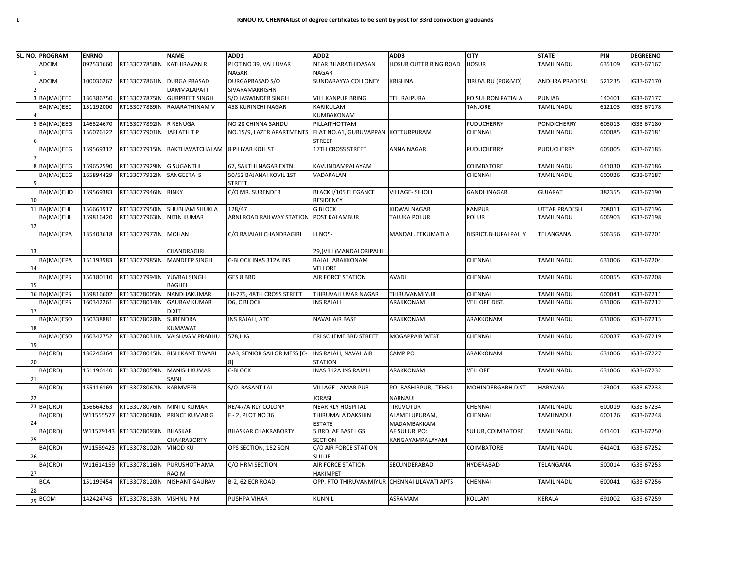# IGNOU RC CHENNAIList of degree certificates to be sent by post for 33rd convoction graduands

| SL. NO. | PROGRAM | ENRNO | | NAME | ADD1 | ADD2 | ADD3 | CITY | STATE | PIN | DEGREENO |
|---|---|---|---|---|---|---|---|---|---|---|---|
| 1 | ADCIM | 092531660 | RT133077858IN | KATHIRAVAN R | PLOT NO 39, VALLUVAR NAGAR | NEAR BHARATHIDASAN NAGAR | HOSUR OUTER RING ROAD | HOSUR | TAMIL NADU | 635109 | IG33-67167 |
| 2 | ADCIM | 100036267 | RT133077861IN | DURGA PRASAD DAMMALAPATI | DURGAPRASAD S/O SIVARAMAKRISHN | SUNDARAYYA COLLONEY | KRISHNA | TIRUVURU (PO&MD) | ANDHRA PRADESH | 521235 | IG33-67170 |
| 3 | BA(MAJ)EEC | 136386750 | RT133077875IN | GURPREET SINGH | S/O JASWINDER SINGH | VILL KANPUR BRING | TEH RAJPURA | PO SUHRON PATIALA | PUNJAB | 140401 | IG33-67177 |
| 4 | BA(MAJ)EEC | 151192000 | RT133077889IN | RAJARATHINAM V | 458 KURINCHI NAGAR | KARIKULAM KUMBAKONAM | | TANJORE | TAMIL NADU | 612103 | IG33-67178 |
| 5 | BA(MAJ)EEG | 146524670 | RT133077892IN | R RENUGA | NO 28 CHINNA SANDU | PILLAITHOTTAM | | PUDUCHERRY | PONDICHERRY | 605013 | IG33-67180 |
| 6 | BA(MAJ)EEG | 156076122 | RT133077901IN | JAFLATH T P | NO.15/9, LAZER APARTMENTS | FLAT NO.A1, GURUVAPPAN STREET | KOTTURPURAM | CHENNAI | TAMIL NADU | 600085 | IG33-67181 |
| 7 | BA(MAJ)EEG | 159569312 | RT133077915IN | BAKTHAVATCHALAM | 8 PILIYAR KOIL ST | 17TH CROSS STREET | ANNA NAGAR | PUDUCHERRY | PUDUCHERRY | 605005 | IG33-67185 |
| 8 | BA(MAJ)EEG | 159652590 | RT133077929IN | G SUGANTHI | 67, SAKTHI NAGAR EXTN. | KAVUNDAMPALAYAM | | COIMBATORE | TAMIL NADU | 641030 | IG33-67186 |
| 9 | BA(MAJ)EEG | 165894429 | RT133077932IN | SANGEETA S | 50/52 BAJANAI KOVIL 1ST STREET | VADAPALANI | | CHENNAI | TAMIL NADU | 600026 | IG33-67187 |
| 10 | BA(MAJ)EHD | 159569383 | RT133077946IN | RINKY | C/O MR. SURENDER | BLACK I/105 ELEGANCE RESIDENCY | VILLAGE- SIHOLI | GANDHINAGAR | GUJARAT | 382355 | IG33-67190 |
| 11 | BA(MAJ)EHI | 156661917 | RT133077950IN | SHUBHAM SHUKLA | 128/47 | G BLOCK | KIDWAI NAGAR | KANPUR | UTTAR PRADESH | 208011 | IG33-67196 |
| 12 | BA(MAJ)EHI | 159816420 | RT133077963IN | NITIN KUMAR | ARNI ROAD RAILWAY STATION | POST KALAMBUR | TALUKA POLUR | POLUR | TAMIL NADU | 606903 | IG33-67198 |
| 13 | BA(MAJ)EPA | 135403618 | RT133077977IN | MOHAN CHANDRAGIRI | C/O RAJAIAH CHANDRAGIRI | H.NO5-29,(VILL)MANDALORIPALLI | MANDAL. TEKUMATLA | DISRICT.BHUPALPALLY | TELANGANA | 506356 | IG33-67201 |
| 14 | BA(MAJ)EPA | 151193983 | RT133077985IN | MANDEEP SINGH | C-BLOCK INAS 312A INS | RAJALI ARAKKONAM VELLORE | | CHENNAI | TAMIL NADU | 631006 | IG33-67204 |
| 15 | BA(MAJ)EPS | 156180110 | RT133077994IN | YUVRAJ SINGH BAGHEL | GES 8 BRD | AIR FORCE STATION | AVADI | CHENNAI | TAMIL NADU | 600055 | IG33-67208 |
| 16 | BA(MAJ)EPS | 159816602 | RT133078005IN | NANDHAKUMAR | LII-775, 48TH CROSS STREET | THIRUVALLUVAR NAGAR | THIRUVANMIYUR | CHENNAI | TAMIL NADU | 600041 | IG33-67211 |
| 17 | BA(MAJ)EPS | 160342261 | RT133078014IN | GAURAV KUMAR DIXIT | D6, C BLOCK | INS RAJALI | ARAKKONAM | VELLORE DIST. | TAMIL NADU | 631006 | IG33-67212 |
| 18 | BA(MAJ)ESO | 150338881 | RT133078028IN | SURENDRA KUMAWAT | INS RAJALI, ATC | NAVAL AIR BASE | ARAKKONAM | ARAKKONAM | TAMIL NADU | 631006 | IG33-67215 |
| 19 | BA(MAJ)ESO | 160342752 | RT133078031IN | VAISHAG V PRABHU | 578,HIG | ERI SCHEME 3RD STREET | MOGAPPAIR WEST | CHENNAI | TAMIL NADU | 600037 | IG33-67219 |
| 20 | BA(ORD) | 136246364 | RT133078045IN | RISHIKANT TIWARI | AA3, SENIOR SAILOR MESS [C-8] | INS RAJALI, NAVAL AIR STATION | CAMP PO | ARAKKONAM | TAMIL NADU | 631006 | IG33-67227 |
| 21 | BA(ORD) | 151196140 | RT133078059IN | MANISH KUMAR SAINI | C-BLOCK | INAS 312A INS RAJALI | ARAKKONAM | VELLORE | TAMIL NADU | 631006 | IG33-67232 |
| 22 | BA(ORD) | 155116169 | RT133078062IN | KARMVEER | S/O. BASANT LAL | VILLAGE - AMAR PUR JORASI | PO- BASHIRPUR, TEHSIL-NARNAUL | MOHINDERGARH DIST | HARYANA | 123001 | IG33-67233 |
| 23 | BA(ORD) | 156664263 | RT133078076IN | MINTU KUMAR | RE/47/A RLY COLONY | NEAR RLY HOSPITAL | TIRUVOTUR | CHENNAI | TAMIL NADU | 600019 | IG33-67234 |
| 24 | BA(ORD) | W11555577 | RT133078080IN | PRINCE KUMAR G | F - 2, PLOT NO 36 | THIRUMALA DAKSHIN ESTATE | ALAMELUPURAM, MADAMBAKKAM | CHENNAI | TAMILNADU | 600126 | IG33-67248 |
| 25 | BA(ORD) | W11579143 | RT133078093IN | BHASKAR CHAKRABORTY | BHASKAR CHAKRABORTY | 5 BRD, AF BASE LGS SECTION | AF SULUR PO: KANGAYAMPALAYAM | SULUR, COIMBATORE | TAMIL NADU | 641401 | IG33-67250 |
| 26 | BA(ORD) | W11589423 | RT133078102IN | VINOD KU | OPS SECTION, 152 SQN | C/O AIR FORCE STATION SULUR | | COIMBATORE | TAMIL NADU | 641401 | IG33-67252 |
| 27 | BA(ORD) | W11614159 | RT133078116IN | PURUSHOTHAMA RAO M | C/O HRM SECTION | AIR FORCE STATION HAKIMPET | SECUNDERABAD | HYDERABAD | TELANGANA | 500014 | IG33-67253 |
| 28 | BCA | 151199454 | RT133078120IN | NISHANT GAURAV | B-2, 62 ECR ROAD | OPP. RTO THIRUVANMIYUR | CHENNAI LILAVATI APTS | CHENNAI | TAMIL NADU | 600041 | IG33-67256 |
| 29 | BCOM | 142424745 | RT133078133IN | VISHNU P M | PUSHPA VIHAR | KUNNIL | ASRAMAM | KOLLAM | KERALA | 691002 | IG33-67259 |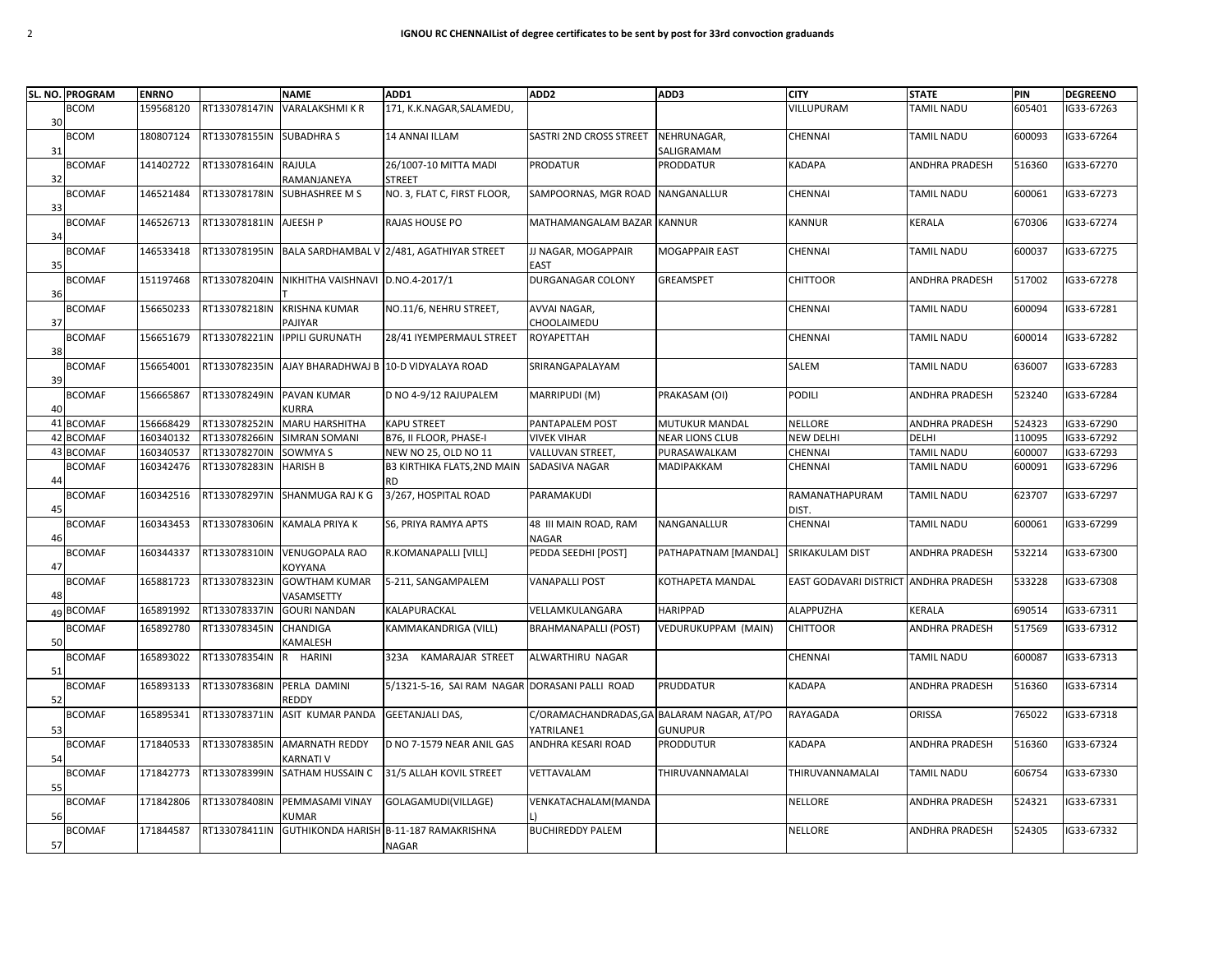**IGNOU RC CHENNAIList of degree certificates to be sent by post for 33rd convoction graduands**

| SL. NO. | PROGRAM | ENRNO | | NAME | ADD1 | ADD2 | ADD3 | CITY | STATE | PIN | DEGREENO |
|---|---|---|---|---|---|---|---|---|---|---|---|
| 30 | BCOM | 159568120 | RT133078147IN | VARALAKSHMI K R | 171, K.K.NAGAR,SALAMEDU, | | | VILLUPURAM | TAMIL NADU | 605401 | IG33-67263 |
| 31 | BCOM | 180807124 | RT133078155IN | SUBADHRA S | 14 ANNAI ILLAM | SASTRI 2ND CROSS STREET | NEHRUNAGAR, SALIGRAMAM | CHENNAI | TAMIL NADU | 600093 | IG33-67264 |
| 32 | BCOMAF | 141402722 | RT133078164IN | RAJULA RAMANJANEYA | 26/1007-10 MITTA MADI STREET | PRODATUR | PRODDATUR | KADAPA | ANDHRA PRADESH | 516360 | IG33-67270 |
| 33 | BCOMAF | 146521484 | RT133078178IN | SUBHASHREE M S | NO. 3, FLAT C, FIRST FLOOR, | SAMPOORNAS, MGR ROAD | NANGANALLUR | CHENNAI | TAMIL NADU | 600061 | IG33-67273 |
| 34 | BCOMAF | 146526713 | RT133078181IN | AJEESH P | RAJAS HOUSE PO | MATHAMANGALAM BAZAR | KANNUR | KANNUR | KERALA | 670306 | IG33-67274 |
| 35 | BCOMAF | 146533418 | RT133078195IN | BALA SARDHAMBAL V | 2/481, AGATHIYAR STREET | JJ NAGAR, MOGAPPAIR EAST | MOGAPPAIR EAST | CHENNAI | TAMIL NADU | 600037 | IG33-67275 |
| 36 | BCOMAF | 151197468 | RT133078204IN | NIKHITHA VAISHNAVI T | D.NO.4-2017/1 | DURGANAGAR COLONY | GREAMSPET | CHITTOOR | ANDHRA PRADESH | 517002 | IG33-67278 |
| 37 | BCOMAF | 156650233 | RT133078218IN | KRISHNA KUMAR PAJIYAR | NO.11/6, NEHRU STREET, | AVVAI NAGAR, CHOOLAIMEDU | | CHENNAI | TAMIL NADU | 600094 | IG33-67281 |
| 38 | BCOMAF | 156651679 | RT133078221IN | IPPILI GURUNATH | 28/41 IYEMPERMAUL STREET | ROYAPETTAH | | CHENNAI | TAMIL NADU | 600014 | IG33-67282 |
| 39 | BCOMAF | 156654001 | RT133078235IN | AJAY BHARADHWAJ B | 10-D VIDYALAYA ROAD | SRIRANGAPALAYAM | | SALEM | TAMIL NADU | 636007 | IG33-67283 |
| 40 | BCOMAF | 156665867 | RT133078249IN | PAVAN KUMAR KURRA | D NO 4-9/12 RAJUPALEM | MARRIPUDI (M) | PRAKASAM (OI) | PODILI | ANDHRA PRADESH | 523240 | IG33-67284 |
| 41 | BCOMAF | 156668429 | RT133078252IN | MARU HARSHITHA | KAPU STREET | PANTAPALEM POST | MUTUKUR MANDAL | NELLORE | ANDHRA PRADESH | 524323 | IG33-67290 |
| 42 | BCOMAF | 160340132 | RT133078266IN | SIMRAN SOMANI | B76, II FLOOR, PHASE-I | VIVEK VIHAR | NEAR LIONS CLUB | NEW DELHI | DELHI | 110095 | IG33-67292 |
| 43 | BCOMAF | 160340537 | RT133078270IN | SOWMYA S | NEW NO 25, OLD NO 11 | VALLUVAN STREET, | PURASAWALKAM | CHENNAI | TAMIL NADU | 600007 | IG33-67293 |
| 44 | BCOMAF | 160342476 | RT133078283IN | HARISH B | B3 KIRTHIKA FLATS,2ND MAIN RD | SADASIVA NAGAR | MADIPAKKAM | CHENNAI | TAMIL NADU | 600091 | IG33-67296 |
| 45 | BCOMAF | 160342516 | RT133078297IN | SHANMUGA RAJ K G | 3/267, HOSPITAL ROAD | PARAMAKUDI | | RAMANATHAPURAM DIST. | TAMIL NADU | 623707 | IG33-67297 |
| 46 | BCOMAF | 160343453 | RT133078306IN | KAMALA PRIYA K | S6, PRIYA RAMYA APTS | 48 III MAIN ROAD, RAM NAGAR | NANGANALLUR | CHENNAI | TAMIL NADU | 600061 | IG33-67299 |
| 47 | BCOMAF | 160344337 | RT133078310IN | VENUGOPALA RAO KOYYANA | R.KOMANAPALLI [VILL] | PEDDA SEEDHI [POST] | PATHAPATNAM [MANDAL] | SRIKAKULAM DIST | ANDHRA PRADESH | 532214 | IG33-67300 |
| 48 | BCOMAF | 165881723 | RT133078323IN | GOWTHAM KUMAR VASAMSETTY | 5-211, SANGAMPALEM | VANAPALLI POST | KOTHAPETA MANDAL | EAST GODAVARI DISTRICT | ANDHRA PRADESH | 533228 | IG33-67308 |
| 49 | BCOMAF | 165891992 | RT133078337IN | GOURI NANDAN | KALAPURACKAL | VELLAMKULANGARA | HARIPPAD | ALAPPUZHA | KERALA | 690514 | IG33-67311 |
| 50 | BCOMAF | 165892780 | RT133078345IN | CHANDIGA KAMALESH | KAMMAKANDRIGA (VILL) | BRAHMANAPALLI (POST) | VEDURUKUPPAM (MAIN) | CHITTOOR | ANDHRA PRADESH | 517569 | IG33-67312 |
| 51 | BCOMAF | 165893022 | RT133078354IN | R HARINI | 323A KAMARAJAR STREET | ALWARTHIRU NAGAR | | CHENNAI | TAMIL NADU | 600087 | IG33-67313 |
| 52 | BCOMAF | 165893133 | RT133078368IN | PERLA DAMINI REDDY | 5/1321-5-16, SAI RAM NAGAR | DORASANI PALLI ROAD | PRUDDATUR | KADAPA | ANDHRA PRADESH | 516360 | IG33-67314 |
| 53 | BCOMAF | 165895341 | RT133078371IN | ASIT KUMAR PANDA | GEETANJALI DAS, | C/ORAMACHANDRADAS,GA YATRILANE1 | BALARAM NAGAR, AT/PO GUNUPUR | RAYAGADA | ORISSA | 765022 | IG33-67318 |
| 54 | BCOMAF | 171840533 | RT133078385IN | AMARNATH REDDY KARNATI V | D NO 7-1579 NEAR ANIL GAS | ANDHRA KESARI ROAD | PRODDUTUR | KADAPA | ANDHRA PRADESH | 516360 | IG33-67324 |
| 55 | BCOMAF | 171842773 | RT133078399IN | SATHAM HUSSAIN C | 31/5 ALLAH KOVIL STREET | VETTAVALAM | THIRUVANNAMALAI | THIRUVANNAMALAI | TAMIL NADU | 606754 | IG33-67330 |
| 56 | BCOMAF | 171842806 | RT133078408IN | PEMMASAMI VINAY KUMAR | GOLAGAMUDI(VILLAGE) | VENKATACHALAM(MANDAL) | | NELLORE | ANDHRA PRADESH | 524321 | IG33-67331 |
| 57 | BCOMAF | 171844587 | RT133078411IN | GUTHIKONDA HARISH | B-11-187 RAMAKRISHNA NAGAR | BUCHIREDDY PALEM | | NELLORE | ANDHRA PRADESH | 524305 | IG33-67332 |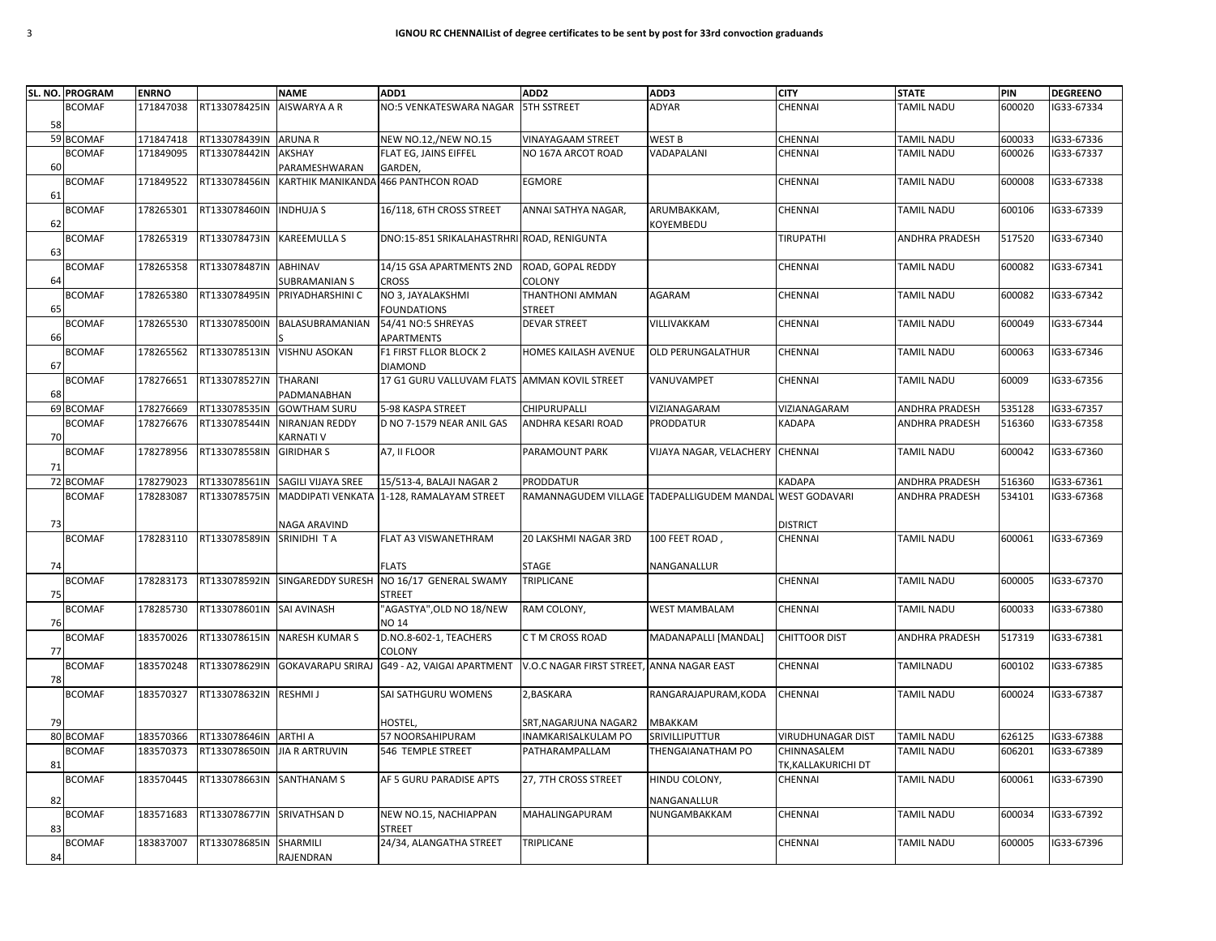**IGNOU RC CHENNAIList of degree certificates to be sent by post for 33rd convoction graduands**

| SL. NO. | PROGRAM | ENRNO | | NAME | ADD1 | ADD2 | ADD3 | CITY | STATE | PIN | DEGREENO |
|---|---|---|---|---|---|---|---|---|---|---|---|
| 58 | BCOMAF | 171847038 | RT133078425IN | AISWARYA A R | NO:5 VENKATESWARA NAGAR | 5TH SSTREET | ADYAR | CHENNAI | TAMIL NADU | 600020 | IG33-67334 |
| 59 | BCOMAF | 171847418 | RT133078439IN | ARUNA R | NEW NO.12,/NEW NO.15 | VINAYAGAAM STREET | WEST B | CHENNAI | TAMIL NADU | 600033 | IG33-67336 |
| 60 | BCOMAF | 171849095 | RT133078442IN | AKSHAY PARAMESHWARAN | FLAT EG, JAINS EIFFEL GARDEN, | NO 167A ARCOT ROAD | VADAPALANI | CHENNAI | TAMIL NADU | 600026 | IG33-67337 |
| 61 | BCOMAF | 171849522 | RT133078456IN | KARTHIK MANIKANDA | 466 PANTHCON ROAD | EGMORE | | CHENNAI | TAMIL NADU | 600008 | IG33-67338 |
| 62 | BCOMAF | 178265301 | RT133078460IN | INDHUJA S | 16/118, 6TH CROSS STREET | ANNAI SATHYA NAGAR, | ARUMBAKKAM, KOYEMBEDU | CHENNAI | TAMIL NADU | 600106 | IG33-67339 |
| 63 | BCOMAF | 178265319 | RT133078473IN | KAREEMULLA S | DNO:15-851 SRIKALAHASTRHRI | ROAD, RENIGUNTA | | TIRUPATHI | ANDHRA PRADESH | 517520 | IG33-67340 |
| 64 | BCOMAF | 178265358 | RT133078487IN | ABHINAV SUBRAMANIAN S | 14/15 GSA APARTMENTS 2ND CROSS | ROAD, GOPAL REDDY COLONY | | CHENNAI | TAMIL NADU | 600082 | IG33-67341 |
| 65 | BCOMAF | 178265380 | RT133078495IN | PRIYADHARSHINI C | NO 3, JAYALAKSHMI FOUNDATIONS | THANTHONI AMMAN STREET | AGARAM | CHENNAI | TAMIL NADU | 600082 | IG33-67342 |
| 66 | BCOMAF | 178265530 | RT133078500IN | BALASUBRAMANIAN S | 54/41 NO:5 SHREYAS APARTMENTS | DEVAR STREET | VILLIVAKKAM | CHENNAI | TAMIL NADU | 600049 | IG33-67344 |
| 67 | BCOMAF | 178265562 | RT133078513IN | VISHNU ASOKAN | F1 FIRST FLLOR BLOCK 2 DIAMOND | HOMES KAILASH AVENUE | OLD PERUNGALATHUR | CHENNAI | TAMIL NADU | 600063 | IG33-67346 |
| 68 | BCOMAF | 178276651 | RT133078527IN | THARANI PADMANABHAN | 17 G1 GURU VALLUVAM FLATS | AMMAN KOVIL STREET | VANUVAMPET | CHENNAI | TAMIL NADU | 60009 | IG33-67356 |
| 69 | BCOMAF | 178276669 | RT133078535IN | GOWTHAM SURU | 5-98 KASPA STREET | CHIPURUPALLI | VIZIANAGARAM | VIZIANAGARAM | ANDHRA PRADESH | 535128 | IG33-67357 |
| 70 | BCOMAF | 178276676 | RT133078544IN | NIRANJAN REDDY KARNATI V | D NO 7-1579 NEAR ANIL GAS | ANDHRA KESARI ROAD | PRODDATUR | KADAPA | ANDHRA PRADESH | 516360 | IG33-67358 |
| 71 | BCOMAF | 178278956 | RT133078558IN | GIRIDHAR S | A7, II FLOOR | PARAMOUNT PARK | VIJAYA NAGAR, VELACHERY | CHENNAI | TAMIL NADU | 600042 | IG33-67360 |
| 72 | BCOMAF | 178279023 | RT133078561IN | SAGILI VIJAYA SREE | 15/513-4, BALAJI NAGAR 2 | PRODDATUR | | KADAPA | ANDHRA PRADESH | 516360 | IG33-67361 |
| 73 | BCOMAF | 178283087 | RT133078575IN | MADDIPATI VENKATA NAGA ARAVIND | 1-128, RAMALAYAM STREET | RAMANNAGUDEM VILLAGE | TADEPALLIGUDEM MANDAL | WEST GODAVARI DISTRICT | ANDHRA PRADESH | 534101 | IG33-67368 |
| 74 | BCOMAF | 178283110 | RT133078589IN | SRINIDHI T A | FLAT A3 VISWANETHRAM FLATS | 20 LAKSHMI NAGAR 3RD STAGE | 100 FEET ROAD , NANGANALLUR | CHENNAI | TAMIL NADU | 600061 | IG33-67369 |
| 75 | BCOMAF | 178283173 | RT133078592IN | SINGAREDDY SURESH | NO 16/17 GENERAL SWAMY STREET | TRIPLICANE | | CHENNAI | TAMIL NADU | 600005 | IG33-67370 |
| 76 | BCOMAF | 178285730 | RT133078601IN | SAI AVINASH | "AGASTYA",OLD NO 18/NEW NO 14 | RAM COLONY, | WEST MAMBALAM | CHENNAI | TAMIL NADU | 600033 | IG33-67380 |
| 77 | BCOMAF | 183570026 | RT133078615IN | NARESH KUMAR S | D.NO.8-602-1, TEACHERS COLONY | C T M CROSS ROAD | MADANAPALLI [MANDAL] | CHITTOOR DIST | ANDHRA PRADESH | 517319 | IG33-67381 |
| 78 | BCOMAF | 183570248 | RT133078629IN | GOKAVARAPU SRIRAJ | G49 - A2, VAIGAI APARTMENT | V.O.C NAGAR FIRST STREET, | ANNA NAGAR EAST | CHENNAI | TAMILNADU | 600102 | IG33-67385 |
| 79 | BCOMAF | 183570327 | RT133078632IN | RESHMI J | SAI SATHGURU WOMENS HOSTEL, | 2,BASKARA SRT,NAGARJUNA NAGAR2 | RANGARAJAPURAM,KODA MBAKKAM | CHENNAI | TAMIL NADU | 600024 | IG33-67387 |
| 80 | BCOMAF | 183570366 | RT133078646IN | ARTHI A | 57 NOORSAHIPURAM | INAMKARISALKULAM PO | SRIVILLIPUTTUR | VIRUDHUNAGAR DIST | TAMIL NADU | 626125 | IG33-67388 |
| 81 | BCOMAF | 183570373 | RT133078650IN | JIA R ARTRUVIN | 546 TEMPLE STREET | PATHARAMPALLAM | THENGAIANATHAM PO | CHINNASALEM TK,KALLAKURICHI DT | TAMIL NADU | 606201 | IG33-67389 |
| 82 | BCOMAF | 183570445 | RT133078663IN | SANTHANAM S | AF 5 GURU PARADISE APTS | 27, 7TH CROSS STREET | HINDU COLONY, NANGANALLUR | CHENNAI | TAMIL NADU | 600061 | IG33-67390 |
| 83 | BCOMAF | 183571683 | RT133078677IN | SRIVATHSAN D | NEW NO.15, NACHIAPPAN STREET | MAHALINGAPURAM | NUNGAMBAKKAM | CHENNAI | TAMIL NADU | 600034 | IG33-67392 |
| 84 | BCOMAF | 183837007 | RT133078685IN | SHARMILI RAJENDRAN | 24/34, ALANGATHA STREET | TRIPLICANE | | CHENNAI | TAMIL NADU | 600005 | IG33-67396 |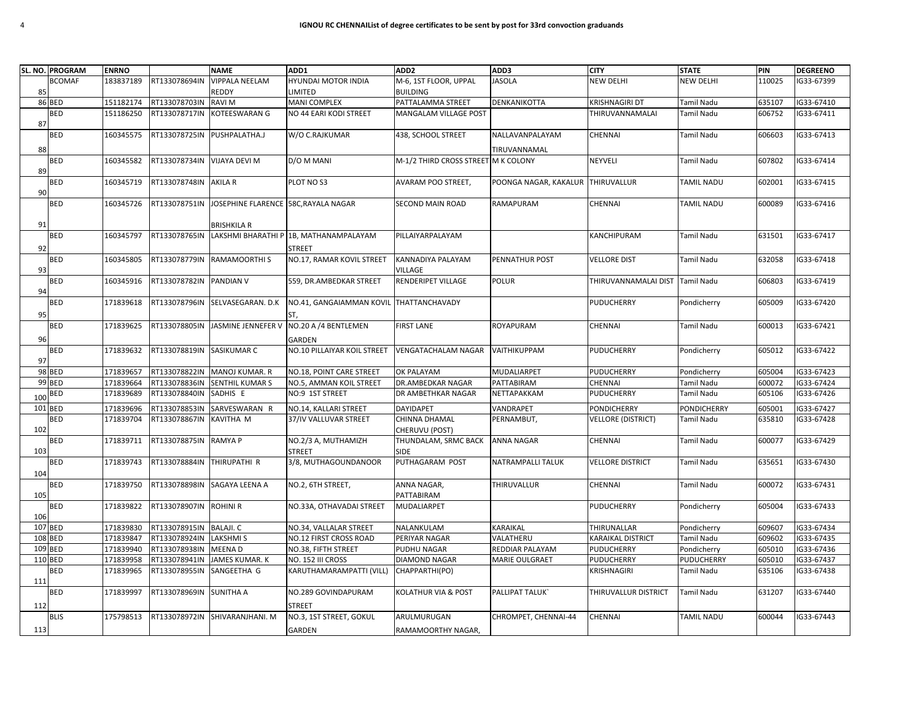**IGNOU RC CHENNAIList of degree certificates to be sent by post for 33rd convoction graduands**

| SL. NO. | PROGRAM | ENRNO | | NAME | ADD1 | ADD2 | ADD3 | CITY | STATE | PIN | DEGREENO |
|---|---|---|---|---|---|---|---|---|---|---|---|
| 85 | BCOMAF | 183837189 | RT133078694IN | VIPPALA NEELAM REDDY | HYUNDAI MOTOR INDIA LIMITED | M-6, 1ST FLOOR, UPPAL BUILDING | JASOLA | NEW DELHI | NEW DELHI | 110025 | IG33-67399 |
| 86 | BED | 151182174 | RT133078703IN | RAVI M | MANI COMPLEX | PATTALAMMA STREET | DENKANIKOTTA | KRISHNAGIRI DT | Tamil Nadu | 635107 | IG33-67410 |
| 87 | BED | 151186250 | RT133078717IN | KOTEESWARAN G | NO 44 EARI KODI STREET | MANGALAM VILLAGE POST | | THIRUVANNAMALAI | Tamil Nadu | 606752 | IG33-67411 |
| 88 | BED | 160345575 | RT133078725IN | PUSHPALATHA.J | W/O C.RAJKUMAR | 438, SCHOOL STREET | NALLAVANPALAYAM TIRUVANNAMAL | CHENNAI | Tamil Nadu | 606603 | IG33-67413 |
| 89 | BED | 160345582 | RT133078734IN | VIJAYA DEVI M | D/O M MANI | M-1/2 THIRD CROSS STREET | M K COLONY | NEYVELI | Tamil Nadu | 607802 | IG33-67414 |
| 90 | BED | 160345719 | RT133078748IN | AKILA R | PLOT NO S3 | AVARAM POO STREET, | POONGA NAGAR, KAKALUR | THIRUVALLUR | TAMIL NADU | 602001 | IG33-67415 |
| 91 | BED | 160345726 | RT133078751IN | JOSEPHINE FLARENCE BRISHKILA R | 58C,RAYALA NAGAR | SECOND MAIN ROAD | RAMAPURAM | CHENNAI | TAMIL NADU | 600089 | IG33-67416 |
| 92 | BED | 160345797 | RT133078765IN | LAKSHMI BHARATHI P | 1B, MATHANAMPALAYAM STREET | PILLAIYARPALAYAM | | KANCHIPURAM | Tamil Nadu | 631501 | IG33-67417 |
| 93 | BED | 160345805 | RT133078779IN | RAMAMOORTHI S | NO.17, RAMAR KOVIL STREET | KANNADIYA PALAYAM VILLAGE | PENNATHUR POST | VELLORE DIST | Tamil Nadu | 632058 | IG33-67418 |
| 94 | BED | 160345916 | RT133078782IN | PANDIAN V | 559, DR.AMBEDKAR STREET | RENDERIPET VILLAGE | POLUR | THIRUVANNAMALAI DIST | Tamil Nadu | 606803 | IG33-67419 |
| 95 | BED | 171839618 | RT133078796IN | SELVASEGARAN. D.K | NO.41, GANGAIAMMAN KOVIL ST, | THATTANCHAVADY | | PUDUCHERRY | Pondicherry | 605009 | IG33-67420 |
| 96 | BED | 171839625 | RT133078805IN | JASMINE JENNEFER V | NO.20 A /4 BENTLEMEN GARDEN | FIRST LANE | ROYAPURAM | CHENNAI | Tamil Nadu | 600013 | IG33-67421 |
| 97 | BED | 171839632 | RT133078819IN | SASIKUMAR C | NO.10 PILLAIYAR KOIL STREET | VENGATACHALAM NAGAR | VAITHIKUPPAM | PUDUCHERRY | Pondicherry | 605012 | IG33-67422 |
| 98 | BED | 171839657 | RT133078822IN | MANOJ KUMAR. R | NO.18, POINT CARE STREET | OK PALAYAM | MUDALIARPET | PUDUCHERRY | Pondicherry | 605004 | IG33-67423 |
| 99 | BED | 171839664 | RT133078836IN | SENTHIL KUMAR S | NO.5, AMMAN KOIL STREET | DR.AMBEDKAR NAGAR | PATTABIRAM | CHENNAI | Tamil Nadu | 600072 | IG33-67424 |
| 100 | BED | 171839689 | RT133078840IN | SADHIS E | NO:9 1ST STREET | DR AMBETHKAR NAGAR | NETTAPAKKAM | PUDUCHERRY | Tamil Nadu | 605106 | IG33-67426 |
| 101 | BED | 171839696 | RT133078853IN | SARVESWARAN R | NO.14, KALLARI STREET | DAYIDAPET | VANDRAPET | PONDICHERRY | PONDICHERRY | 605001 | IG33-67427 |
| 102 | BED | 171839704 | RT133078867IN | KAVITHA M | 37/IV VALLUVAR STREET | CHINNA DHAMAL CHERUVU (POST) | PERNAMBUT, | VELLORE (DISTRICT) | Tamil Nadu | 635810 | IG33-67428 |
| 103 | BED | 171839711 | RT133078875IN | RAMYA P | NO.2/3 A, MUTHAMIZH STREET | THUNDALAM, SRMC BACK SIDE | ANNA NAGAR | CHENNAI | Tamil Nadu | 600077 | IG33-67429 |
| 104 | BED | 171839743 | RT133078884IN | THIRUPATHI R | 3/8, MUTHAGOUNDANOOR | PUTHAGARAM POST | NATRAMPALLI TALUK | VELLORE DISTRICT | Tamil Nadu | 635651 | IG33-67430 |
| 105 | BED | 171839750 | RT133078898IN | SAGAYA LEENA A | NO.2, 6TH STREET, | ANNA NAGAR, PATTABIRAM | THIRUVALLUR | CHENNAI | Tamil Nadu | 600072 | IG33-67431 |
| 106 | BED | 171839822 | RT133078907IN | ROHINI R | NO.33A, OTHAVADAI STREET | MUDALIARPET | | PUDUCHERRY | Pondicherry | 605004 | IG33-67433 |
| 107 | BED | 171839830 | RT133078915IN | BALAJI. C | NO.34, VALLALAR STREET | NALANKULAM | KARAIKAL | THIRUNALLAR | Pondicherry | 609607 | IG33-67434 |
| 108 | BED | 171839847 | RT133078924IN | LAKSHMI S | NO.12 FIRST CROSS ROAD | PERIYAR NAGAR | VALATHERU | KARAIKAL DISTRICT | Tamil Nadu | 609602 | IG33-67435 |
| 109 | BED | 171839940 | RT133078938IN | MEENA D | NO.38, FIFTH STREET | PUDHU NAGAR | REDDIAR PALAYAM | PUDUCHERRY | Pondicherry | 605010 | IG33-67436 |
| 110 | BED | 171839958 | RT133078941IN | JAMES KUMAR. K | NO. 152 III CROSS | DIAMOND NAGAR | MARIE OULGRAET | PUDUCHERRY | PUDUCHERRY | 605010 | IG33-67437 |
| 111 | BED | 171839965 | RT133078955IN | SANGEETHA G | KARUTHAMARAMPATTI (VILL) | CHAPPARTHI(PO) | | KRISHNAGIRI | Tamil Nadu | 635106 | IG33-67438 |
| 112 | BED | 171839997 | RT133078969IN | SUNITHA A | NO.289 GOVINDAPURAM STREET | KOLATHUR VIA & POST | PALLIPAT TALUK` | THIRUVALLUR DISTRICT | Tamil Nadu | 631207 | IG33-67440 |
| 113 | BLIS | 175798513 | RT133078972IN | SHIVARANJHANI. M | NO.3, 1ST STREET, GOKUL GARDEN | ARULMURUGAN RAMAMOORTHY NAGAR, | CHROMPET, CHENNAI-44 | CHENNAI | TAMIL NADU | 600044 | IG33-67443 |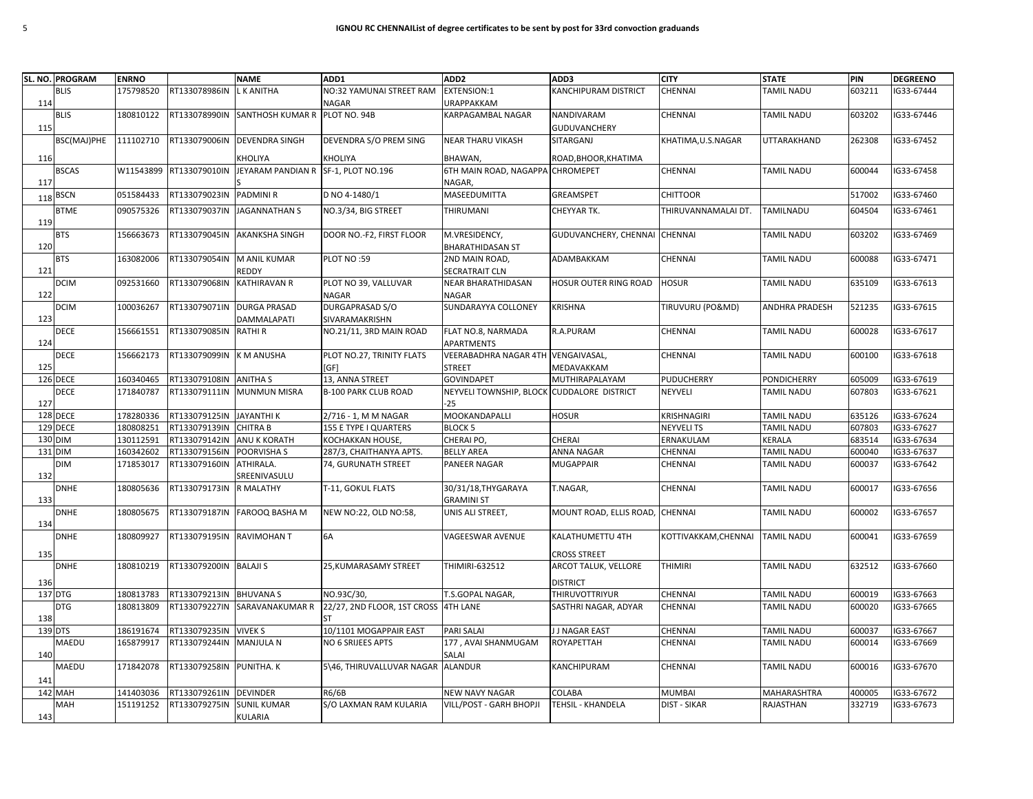**IGNOU RC CHENNAIList of degree certificates to be sent by post for 33rd convoction graduands**

| SL. NO. | PROGRAM | ENRNO | | NAME | ADD1 | ADD2 | ADD3 | CITY | STATE | PIN | DEGREENO |
|---|---|---|---|---|---|---|---|---|---|---|---|
| 114 | BLIS | 175798520 | RT133078986IN | L K ANITHA | NO:32 YAMUNAI STREET RAM NAGAR | EXTENSION:1 URAPPAKKAM | KANCHIPURAM DISTRICT | CHENNAI | TAMIL NADU | 603211 | IG33-67444 |
| 115 | BLIS | 180810122 | RT133078990IN | SANTHOSH KUMAR R | PLOT NO. 94B | KARPAGAMBAL NAGAR | NANDIVARAM GUDUVANCHERY | CHENNAI | TAMIL NADU | 603202 | IG33-67446 |
| 116 | BSC(MAJ)PHE | 111102710 | RT133079006IN | DEVENDRA SINGH KHOLIYA | DEVENDRA S/O PREM SING KHOLIYA | NEAR THARU VIKASH BHAWAN, | SITARGANJ ROAD,BHOOR,KHATIMA | KHATIMA,U.S.NAGAR | UTTARAKHAND | 262308 | IG33-67452 |
| 117 | BSCAS | W11543899 | RT133079010IN | JEYARAM PANDIAN R S | SF-1, PLOT NO.196 | 6TH MAIN ROAD, NAGAPPA NAGAR, | CHROMEPET | CHENNAI | TAMIL NADU | 600044 | IG33-67458 |
| 118 | BSCN | 051584433 | RT133079023IN | PADMINI R | D NO 4-1480/1 | MASEEDUMITTA | GREAMSPET | CHITTOOR | | 517002 | IG33-67460 |
| 119 | BTME | 090575326 | RT133079037IN | JAGANNATHAN S | NO.3/34, BIG STREET | THIRUMANI | CHEYYAR TK. | THIRUVANNAMALAI DT. | TAMILNADU | 604504 | IG33-67461 |
| 120 | BTS | 156663673 | RT133079045IN | AKANKSHA SINGH | DOOR NO.-F2, FIRST FLOOR | M.VRESIDENCY, BHARATHIDASAN ST | GUDUVANCHERY, CHENNAI | CHENNAI | TAMIL NADU | 603202 | IG33-67469 |
| 121 | BTS | 163082006 | RT133079054IN | M ANIL KUMAR REDDY | PLOT NO :59 | 2ND MAIN ROAD, SECRATRAIT CLN | ADAMBAKKAM | CHENNAI | TAMIL NADU | 600088 | IG33-67471 |
| 122 | DCIM | 092531660 | RT133079068IN | KATHIRAVAN R | PLOT NO 39, VALLUVAR NAGAR | NEAR BHARATHIDASAN NAGAR | HOSUR OUTER RING ROAD | HOSUR | TAMIL NADU | 635109 | IG33-67613 |
| 123 | DCIM | 100036267 | RT133079071IN | DURGA PRASAD DAMMALAPATI | DURGAPRASAD S/O SIVARAMAKRISHN | SUNDARAYYA COLLONEY | KRISHNA | TIRUVURU (PO&MD) | ANDHRA PRADESH | 521235 | IG33-67615 |
| 124 | DECE | 156661551 | RT133079085IN | RATHI R | NO.21/11, 3RD MAIN ROAD | FLAT NO.8, NARMADA APARTMENTS | R.A.PURAM | CHENNAI | TAMIL NADU | 600028 | IG33-67617 |
| 125 | DECE | 156662173 | RT133079099IN | K M ANUSHA | PLOT NO.27, TRINITY FLATS [GF] | VEERABADHRA NAGAR 4TH STREET | VENGAIVASAL, MEDAVAKKAM | CHENNAI | TAMIL NADU | 600100 | IG33-67618 |
| 126 | DECE | 160340465 | RT133079108IN | ANITHA S | 13, ANNA STREET | GOVINDAPET | MUTHIRAPALAYAM | PUDUCHERRY | PONDICHERRY | 605009 | IG33-67619 |
| 127 | DECE | 171840787 | RT133079111IN | MUNMUN MISRA | B-100 PARK CLUB ROAD | NEYVELI TOWNSHIP, BLOCK -25 | CUDDALORE DISTRICT | NEYVELI | TAMIL NADU | 607803 | IG33-67621 |
| 128 | DECE | 178280336 | RT133079125IN | JAYANTHI K | 2/716 - 1, M M NAGAR | MOOKANDAPALLI | HOSUR | KRISHNAGIRI | TAMIL NADU | 635126 | IG33-67624 |
| 129 | DECE | 180808251 | RT133079139IN | CHITRA B | 155 E TYPE I QUARTERS | BLOCK 5 | | NEYVELI TS | TAMIL NADU | 607803 | IG33-67627 |
| 130 | DIM | 130112591 | RT133079142IN | ANU K KORATH | KOCHAKKAN HOUSE, | CHERAI PO, | CHERAI | ERNAKULAM | KERALA | 683514 | IG33-67634 |
| 131 | DIM | 160342602 | RT133079156IN | POORVISHA S | 287/3, CHAITHANYA APTS. | BELLY AREA | ANNA NAGAR | CHENNAI | TAMIL NADU | 600040 | IG33-67637 |
| 132 | DIM | 171853017 | RT133079160IN | ATHIRALA. SREENIVASULU | 74, GURUNATH STREET | PANEER NAGAR | MUGAPPAIR | CHENNAI | TAMIL NADU | 600037 | IG33-67642 |
| 133 | DNHE | 180805636 | RT133079173IN | R MALATHY | T-11, GOKUL FLATS | 30/31/18,THYGARAYA GRAMINI ST | T.NAGAR, | CHENNAI | TAMIL NADU | 600017 | IG33-67656 |
| 134 | DNHE | 180805675 | RT133079187IN | FAROOQ BASHA M | NEW NO:22, OLD NO:58, | UNIS ALI STREET, | MOUNT ROAD, ELLIS ROAD, | CHENNAI | TAMIL NADU | 600002 | IG33-67657 |
| 135 | DNHE | 180809927 | RT133079195IN | RAVIMOHAN T | 6A | VAGEESWAR AVENUE | KALATHUMETTU 4TH CROSS STREET | KOTTIVAKKAM,CHENNAI | TAMIL NADU | 600041 | IG33-67659 |
| 136 | DNHE | 180810219 | RT133079200IN | BALAJI S | 25,KUMARASAMY STREET | THIMIRI-632512 | ARCOT TALUK, VELLORE DISTRICT | THIMIRI | TAMIL NADU | 632512 | IG33-67660 |
| 137 | DTG | 180813783 | RT133079213IN | BHUVANA S | NO.93C/30, | T.S.GOPAL NAGAR, | THIRUVOTTRIYUR | CHENNAI | TAMIL NADU | 600019 | IG33-67663 |
| 138 | DTG | 180813809 | RT133079227IN | SARAVANAKUMAR R | 22/27, 2ND FLOOR, 1ST CROSS ST | 4TH LANE | SASTHRI NAGAR, ADYAR | CHENNAI | TAMIL NADU | 600020 | IG33-67665 |
| 139 | DTS | 186191674 | RT133079235IN | VIVEK S | 10/1101 MOGAPPAIR EAST | PARI SALAI | J J NAGAR EAST | CHENNAI | TAMIL NADU | 600037 | IG33-67667 |
| 140 | MAEDU | 165879917 | RT133079244IN | MANJULA N | NO 6 SRIJEES APTS | 177 , AVAI SHANMUGAM SALAI | ROYAPETTAH | CHENNAI | TAMIL NADU | 600014 | IG33-67669 |
| 141 | MAEDU | 171842078 | RT133079258IN | PUNITHA. K | 5\46, THIRUVALLUVAR NAGAR | ALANDUR | KANCHIPURAM | CHENNAI | TAMIL NADU | 600016 | IG33-67670 |
| 142 | MAH | 141403036 | RT133079261IN | DEVINDER | R6/6B | NEW NAVY NAGAR | COLABA | MUMBAI | MAHARASHTRA | 400005 | IG33-67672 |
| 143 | MAH | 151191252 | RT133079275IN | SUNIL KUMAR KULARIA | S/O LAXMAN RAM KULARIA | VILL/POST - GARH BHOPJI | TEHSIL - KHANDELA | DIST - SIKAR | RAJASTHAN | 332719 | IG33-67673 |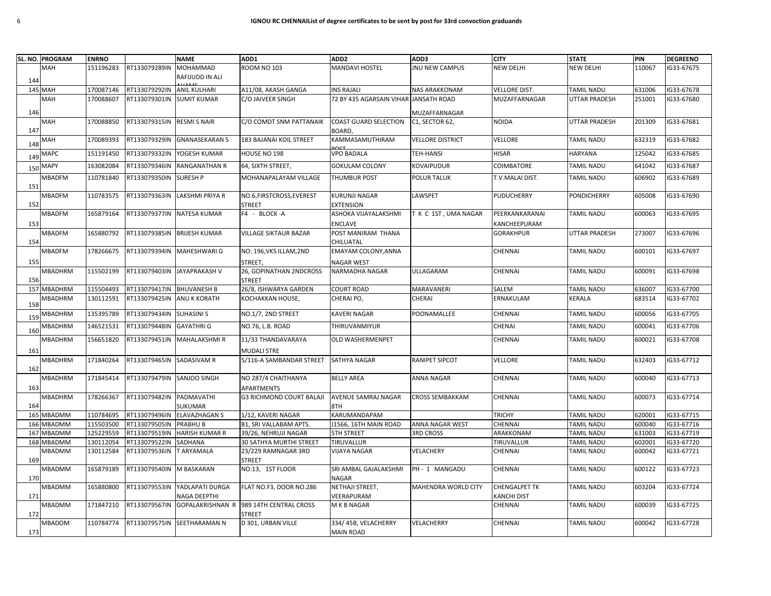# IGNOU RC CHENNAIList of degree certificates to be sent by post for 33rd convoction graduands

| SL. NO. | PROGRAM | ENRNO | | NAME | ADD1 | ADD2 | ADD3 | CITY | STATE | PIN | DEGREENO |
|---|---|---|---|---|---|---|---|---|---|---|---|
| 144 | MAH | 151196283 | RT133079289IN | MOHAMMAD RAFIJUDD IN ALI ALHAMF | ROOM NO 103 | MANDAVI HOSTEL | JNU NEW CAMPUS | NEW DELHI | NEW DELHI | 110067 | IG33-67675 |
| 145 | MAH | 170087146 | RT133079292IN | ANIL KULHARI | A11/08, AKASH GANGA | INS RAJALI | NAS ARAKKONAM | VELLORE DIST. | TAMIL NADU | 631006 | IG33-67678 |
| 146 | MAH | 170088607 | RT133079301IN | SUMIT KUMAR | C/O JAIVEER SINGH | 72 BY 435 AGARSAIN VIHAR | JANSATH ROAD MUZAFFARNAGAR | MUZAFFARNAGAR | UTTAR PRADESH | 251001 | IG33-67680 |
| 147 | MAH | 170088850 | RT133079315IN | RESMI S NAIR | C/O COMDT SNM PATTANAIK | COAST GUARD SELECTION BOARD, | C1, SECTOR 62, | NOIDA | UTTAR PRADESH | 201309 | IG33-67681 |
| 148 | MAH | 170089393 | RT133079329IN | GNANASEKARAN S | 183 BAJANAI KOIL STREET | KAMMASAMUTHIRAM POST | VELLORE DISTRICT | VELLORE | TAMIL NADU | 632319 | IG33-67682 |
| 149 | MAPC | 151191450 | RT133079332IN | YOGESH KUMAR | HOUSE NO 198 | VPO BADALA | TEH-HANSI | HISAR | HARYANA | 125042 | IG33-67685 |
| 150 | MAPY | 163082084 | RT133079346IN | RANGANATHAN R | 64, SIXTH STREET, | GOKULAM COLONY | KOVAIPUDUR | COIMBATORE | TAMIL NADU | 641042 | IG33-67687 |
| 151 | MBADFM | 110781840 | RT133079350IN | SURESH P | MOHANAPALAYAM VILLAGE | THUMBUR POST | POLUR TALUK | T.V.MALAI DIST. | TAMIL NADU | 606902 | IG33-67689 |
| 152 | MBADFM | 110783575 | RT133079363IN | LAKSHMI PRIYA R | NO.6,FIRSTCROSS,EVEREST STREET | KURUNJI NAGAR EXTENSION | LAWSPET | PUDUCHERRY | PONDICHERRY | 605008 | IG33-67690 |
| 153 | MBADFM | 165879164 | RT133079377IN | NATESA KUMAR | F4 - BLOCK -A | ASHOKA VIJAYALAKSHMI ENCLAVE | T K C 1ST , UMA NAGAR | PEERKANKARANAI KANCHEEPURAM | TAMIL NADU | 600063 | IG33-67695 |
| 154 | MBADFM | 165880792 | RT133079385IN | BRIJESH KUMAR | VILLAGE SIKTAUR BAZAR | POST MANIRAM THANA CHILUATAL | | GORAKHPUR | UTTAR PRADESH | 273007 | IG33-67696 |
| 155 | MBADFM | 178266675 | RT133079394IN | MAHESHWARI G | NO: 196,VKS ILLAM,2ND STREET, | EMAYAM COLONY,ANNA NAGAR WEST | | CHENNAI | TAMIL NADU | 600101 | IG33-67697 |
| 156 | MBADHRM | 115502199 | RT133079403IN | JAYAPRAKASH V | 26, GOPINATHAN 2NDCROSS STREET | NARMADHA NAGAR | ULLAGARAM | CHENNAI | TAMIL NADU | 600091 | IG33-67698 |
| 157 | MBADHRM | 115504493 | RT133079417IN | BHUVANESH B | 26/8, ISHWARYA GARDEN | COURT ROAD | MARAVANERI | SALEM | TAMIL NADU | 636007 | IG33-67700 |
| 158 | MBADHRM | 130112591 | RT133079425IN | ANU K KORATH | KOCHAKKAN HOUSE, | CHERAI PO, | CHERAI | ERNAKULAM | KERALA | 683514 | IG33-67702 |
| 159 | MBADHRM | 135395789 | RT133079434IN | SUHASINI S | NO.1/7, 2ND STREET | KAVERI NAGAR | POONAMALLEE | CHENNAI | TAMIL NADU | 600056 | IG33-67705 |
| 160 | MBADHRM | 146521531 | RT133079448IN | GAYATHRI G | NO.76, L.B. ROAD | THIRUVANMIYUR | | CHENAI | TAMIL NADU | 600041 | IG33-67706 |
| 161 | MBADHRM | 156651820 | RT133079451IN | MAHALAKSHMI R | 11/33 THANDAVARAYA MUDALI STRE | OLD WASHERMENPET | | CHENNAI | TAMIL NADU | 600021 | IG33-67708 |
| 162 | MBADHRM | 171840264 | RT133079465IN | SADASIVAM R | 5/116-A SAMBANDAR STREET | SATHYA NAGAR | RANIPET SIPCOT | VELLORE | TAMIL NADU | 632403 | IG33-67712 |
| 163 | MBADHRM | 171845414 | RT133079479IN | SANJOO SINGH | NO 287/4 CHAITHANYA APARTMENTS | BELLY AREA | ANNA NAGAR | CHENNAI | TAMIL NADU | 600040 | IG33-67713 |
| 164 | MBADHRM | 178266367 | RT133079482IN | PADMAVATHI SUKUMAR | G3 RICHMOND COURT BALAJI | AVENUE SAMRAJ NAGAR 8TH | CROSS SEMBAKKAM | CHENNAI | TAMIL NADU | 600073 | IG33-67714 |
| 165 | MBADMM | 110784695 | RT133079496IN | ELAVAZHAGAN S | 1/12, KAVERI NAGAR | KARUMANDAPAM | | TRICHY | TAMIL NADU | 620001 | IG33-67715 |
| 166 | MBADMM | 115503500 | RT133079505IN | PRABHU B | B1, SRI VALLABAM APTS. | J1566, 16TH MAIN ROAD | ANNA NAGAR WEST | CHENNAI | TAMIL NADU | 600040 | IG33-67716 |
| 167 | MBADMM | 125229559 | RT133079519IN | HARISH KUMAR R | 39/26, NEHRUJI NAGAR | 5TH STREET | 3RD CROSS | ARAKKONAM | TAMIL NADU | 631003 | IG33-67719 |
| 168 | MBADMM | 130112054 | RT133079522IN | SADHANA | 30 SATHYA MURTHI STREET | TIRUVALLUR | | TIRUVALLUR | TAMIL NADU | 602001 | IG33-67720 |
| 169 | MBADMM | 130112584 | RT133079536IN | T ARYAMALA | 23/229 RAMNAGAR 3RD STREET | VIJAYA NAGAR | VELACHERY | CHENNAI | TAMIL NADU | 600042 | IG33-67721 |
| 170 | MBADMM | 165879189 | RT133079540IN | M BASKARAN | NO:13, 1ST FLOOR | SRI AMBAL GAJALAKSHMI NAGAR | PH - 1 MANGADU | CHENNAI | TAMIL NADU | 600122 | IG33-67723 |
| 171 | MBADMM | 165880800 | RT133079553IN | YADLAPATI DURGA NAGA DEEPTHI | FLAT NO.F3, DOOR NO.286 | NETHAJI STREET, VEERAPURAM | MAHENDRA WORLD CITY | CHENGALPET TK KANCHI DIST | TAMIL NADU | 603204 | IG33-67724 |
| 172 | MBADMM | 171847210 | RT133079567IN | GOPALAKRISHNAN R | 989 14TH CENTRAL CROSS STREET | M K B NAGAR | | CHENNAI | TAMIL NADU | 600039 | IG33-67725 |
| 173 | MBADOM | 110784774 | RT133079575IN | SEETHARAMAN N | D 301, URBAN VILLE | 334/ 45B, VELACHERRY MAIN ROAD | VELACHERRY | CHENNAI | TAMIL NADU | 600042 | IG33-67728 |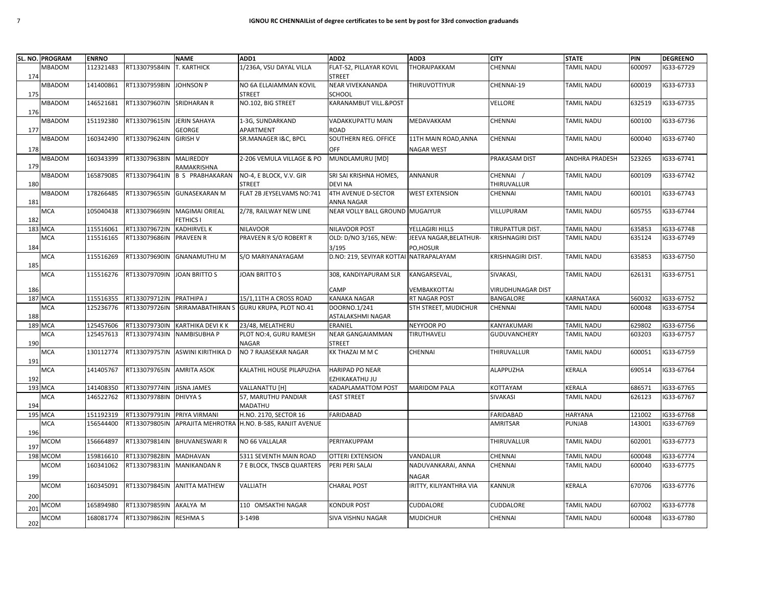# IGNOU RC CHENNAIList of degree certificates to be sent by post for 33rd convoction graduands

| SL. NO. | PROGRAM | ENRNO | | NAME | ADD1 | ADD2 | ADD3 | CITY | STATE | PIN | DEGREENO |
|---|---|---|---|---|---|---|---|---|---|---|---|
| 174 | MBADOM | 112321483 | RT133079584IN | T. KARTHICK | 1/236A, VSU DAYAL VILLA | FLAT-S2, PILLAYAR KOVIL STREET | THORAIPAKKAM | CHENNAI | TAMIL NADU | 600097 | IG33-67729 |
| 175 | MBADOM | 141400861 | RT133079598IN | JOHNSON P | NO 6A ELLAIAMMAN KOVIL STREET | NEAR VIVEKANANDA SCHOOL | THIRUVOTTIYUR | CHENNAI-19 | TAMIL NADU | 600019 | IG33-67733 |
| 176 | MBADOM | 146521681 | RT133079607IN | SRIDHARAN R | NO.102, BIG STREET | KARANAMBUT VILL.&POST | | VELLORE | TAMIL NADU | 632519 | IG33-67735 |
| 177 | MBADOM | 151192380 | RT133079615IN | JERIN SAHAYA GEORGE | 1-3G, SUNDARKAND APARTMENT | VADAKKUPATTU MAIN ROAD | MEDAVAKKAM | CHENNAI | TAMIL NADU | 600100 | IG33-67736 |
| 178 | MBADOM | 160342490 | RT133079624IN | GIRISH V | SR.MANAGER I&C, BPCL | SOUTHERN REG. OFFICE OFF | 11TH MAIN ROAD,ANNA NAGAR WEST | CHENNAI | TAMIL NADU | 600040 | IG33-67740 |
| 179 | MBADOM | 160343399 | RT133079638IN | MALIREDDY RAMAKRISHNA | 2-206 VEMULA VILLAGE & PO | MUNDLAMURU [MD] | | PRAKASAM DIST | ANDHRA PRADESH | 523265 | IG33-67741 |
| 180 | MBADOM | 165879085 | RT133079641IN | B S PRABHAKARAN | NO-4, E BLOCK, V.V. GIR STREET | SRI SAI KRISHNA HOMES, DEVI NA | ANNANUR | CHENNAI / THIRUVALLUR | TAMIL NADU | 600109 | IG33-67742 |
| 181 | MBADOM | 178266485 | RT133079655IN | GUNASEKARAN M | FLAT 2B JEYSELVAMS NO:741 | 4TH AVENUE D-SECTOR ANNA NAGAR | WEST EXTENSION | CHENNAI | TAMIL NADU | 600101 | IG33-67743 |
| 182 | MCA | 105040438 | RT133079669IN | MAGIMAI ORIEAL FETHICS I | 2/78, RAILWAY NEW LINE | NEAR VOLLY BALL GROUND | MUGAIYUR | VILLUPURAM | TAMIL NADU | 605755 | IG33-67744 |
| 183 | MCA | 115516061 | RT133079672IN | KADHIRVEL K | NILAVOOR | NILAVOOR POST | YELLAGIRI HILLS | TIRUPATTUR DIST. | TAMIL NADU | 635853 | IG33-67748 |
| 184 | MCA | 115516165 | RT133079686IN | PRAVEEN R | PRAVEEN R S/O ROBERT R | OLD: D/NO 3/165, NEW: 3/195 | JEEVA NAGAR,BELATHUR-PO,HOSUR | KRISHNAGIRI DIST | TAMIL NADU | 635124 | IG33-67749 |
| 185 | MCA | 115516269 | RT133079690IN | GNANAMUTHU M | S/O MARIYANAYAGAM | D.NO: 219, SEVIYAR KOTTAI | NATRAPALAYAM | KRISHNAGIRI DIST. | TAMIL NADU | 635853 | IG33-67750 |
| 186 | MCA | 115516276 | RT133079709IN | JOAN BRITTO S | JOAN BRITTO S | 308, KANDIYAPURAM SLR CAMP | KANGARSEVAL, VEMBAKKOTTAI | SIVAKASI, VIRUDHUNAGAR DIST | TAMIL NADU | 626131 | IG33-67751 |
| 187 | MCA | 115516355 | RT133079712IN | PRATHIPA J | 15/1,11TH A CROSS ROAD | KANAKA NAGAR | RT NAGAR POST | BANGALORE | KARNATAKA | 560032 | IG33-67752 |
| 188 | MCA | 125236776 | RT133079726IN | SRIRAMABATHIRAN S | GURU KRUPA, PLOT NO.41 | DOORNO.1/241 ASTALAKSHMI NAGAR | 5TH STREET, MUDICHUR | CHENNAI | TAMIL NADU | 600048 | IG33-67754 |
| 189 | MCA | 125457606 | RT133079730IN | KARTHIKA DEVI K K | 23/48, MELATHERU | ERANIEL | NEYYOOR PO | KANYAKUMARI | TAMIL NADU | 629802 | IG33-67756 |
| 190 | MCA | 125457613 | RT133079743IN | NAMBISUBHA P | PLOT NO:4, GURU RAMESH NAGAR | NEAR GANGAIAMMAN STREET | TIRUTHAVELI | GUDUVANCHERY | TAMIL NADU | 603203 | IG33-67757 |
| 191 | MCA | 130112774 | RT133079757IN | ASWINI KIRITHIKA D | NO 7 RAJASEKAR NAGAR | KK THAZAI M M C | CHENNAI | THIRUVALLUR | TAMIL NADU | 600051 | IG33-67759 |
| 192 | MCA | 141405767 | RT133079765IN | AMRITA ASOK | KALATHIL HOUSE PILAPUZHA | HARIPAD PO NEAR EZHIKAKATHU JU | | ALAPPUZHA | KERALA | 690514 | IG33-67764 |
| 193 | MCA | 141408350 | RT133079774IN | JISNA JAMES | VALLANATTU [H] | KADAPLAMATTOM POST | MARIDOM PALA | KOTTAYAM | KERALA | 686571 | IG33-67765 |
| 194 | MCA | 146522762 | RT133079788IN | DHIVYA S | 57, MARUTHU PANDIAR MADATHU | EAST STREET | | SIVAKASI | TAMIL NADU | 626123 | IG33-67767 |
| 195 | MCA | 151192319 | RT133079791IN | PRIYA VIRMANI | H.NO. 2170, SECTOR 16 | FARIDABAD | | FARIDABAD | HARYANA | 121002 | IG33-67768 |
| 196 | MCA | 156544400 | RT133079805IN | APRAJITA MEHROTRA | H.NO. B-585, RANJIT AVENUE | | | AMRITSAR | PUNJAB | 143001 | IG33-67769 |
| 197 | MCOM | 156664897 | RT133079814IN | BHUVANESWARI R | NO 66 VALLALAR | PERIYAKUPPAM | | THIRUVALLUR | TAMIL NADU | 602001 | IG33-67773 |
| 198 | MCOM | 159816610 | RT133079828IN | MADHAVAN | 5311 SEVENTH MAIN ROAD | OTTERI EXTENSION | VANDALUR | CHENNAI | TAMIL NADU | 600048 | IG33-67774 |
| 199 | MCOM | 160341062 | RT133079831IN | MANIKANDAN R | 7 E BLOCK, TNSCB QUARTERS | PERI PERI SALAI | NADUVANKARAI, ANNA NAGAR | CHENNAI | TAMIL NADU | 600040 | IG33-67775 |
| 200 | MCOM | 160345091 | RT133079845IN | ANITTA MATHEW | VALLIATH | CHARAL POST | IRITTY, KILIYANTHRA VIA | KANNUR | KERALA | 670706 | IG33-67776 |
| 201 | MCOM | 165894980 | RT133079859IN | AKALYA M | 110 OMSAKTHI NAGAR | KONDUR POST | CUDDALORE | CUDDALORE | TAMIL NADU | 607002 | IG33-67778 |
| 202 | MCOM | 168081774 | RT133079862IN | RESHMA S | 3-149B | SIVA VISHNU NAGAR | MUDICHUR | CHENNAI | TAMIL NADU | 600048 | IG33-67780 |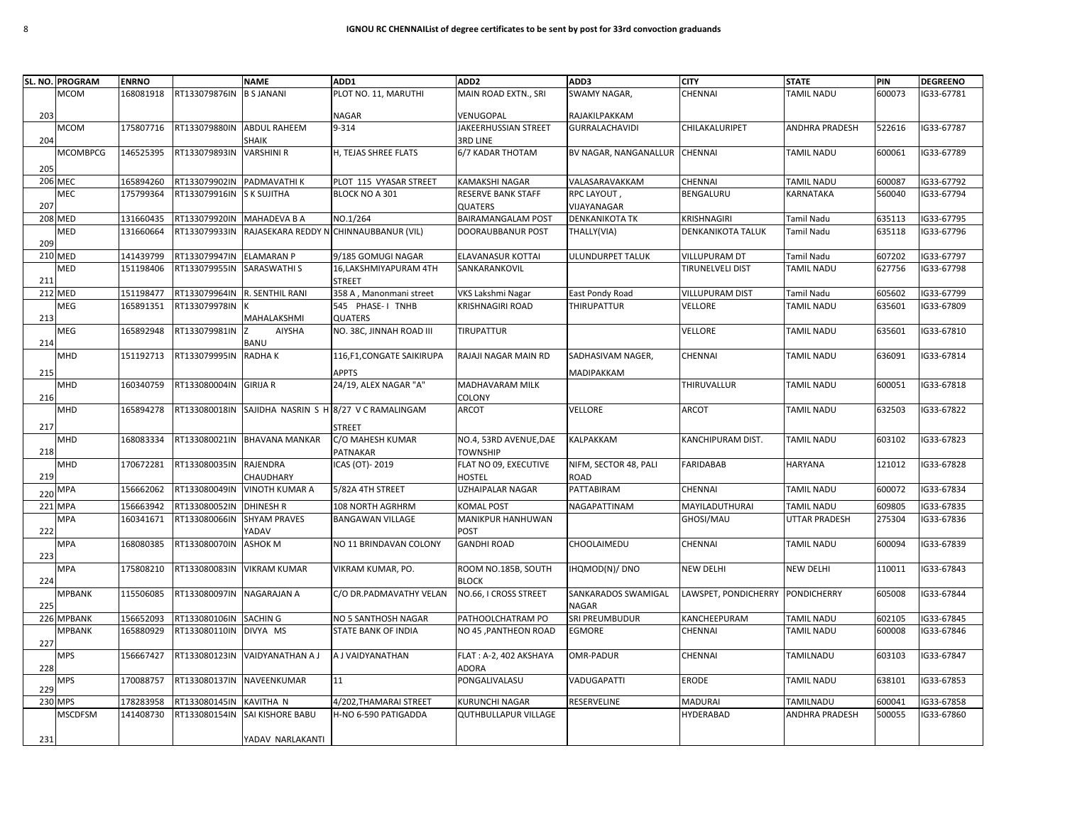**IGNOU RC CHENNAIList of degree certificates to be sent by post for 33rd convoction graduands**

| SL. NO. | PROGRAM | ENRNO | | NAME | ADD1 | ADD2 | ADD3 | CITY | STATE | PIN | DEGREENO |
|---|---|---|---|---|---|---|---|---|---|---|---|
| 203 | MCOM | 168081918 | RT133079876IN | B S JANANI | PLOT NO. 11, MARUTHI NAGAR | MAIN ROAD EXTN., SRI VENUGOPAL | SWAMY NAGAR, RAJAKILPAKKAM | CHENNAI | TAMIL NADU | 600073 | IG33-67781 |
| 204 | MCOM | 175807716 | RT133079880IN | ABDUL RAHEEM SHAIK | 9-314 | JAKEERHUSSIAN STREET 3RD LINE | GURRALACHAVIDI | CHILAKALURIPET | ANDHRA PRADESH | 522616 | IG33-67787 |
| 205 | MCOMBPCG | 146525395 | RT133079893IN | VARSHINI R | H, TEJAS SHREE FLATS | 6/7 KADAR THOTAM | BV NAGAR, NANGANALLUR | CHENNAI | TAMIL NADU | 600061 | IG33-67789 |
| 206 | MEC | 165894260 | RT133079902IN | PADMAVATHI K | PLOT 115 VYASAR STREET | KAMAKSHI NAGAR | VALASARAVAKKAM | CHENNAI | TAMIL NADU | 600087 | IG33-67792 |
| 207 | MEC | 175799364 | RT133079916IN | S K SUJITHA | BLOCK NO A 301 | RESERVE BANK STAFF QUATERS | RPC LAYOUT , VIJAYANAGAR | BENGALURU | KARNATAKA | 560040 | IG33-67794 |
| 208 | MED | 131660435 | RT133079920IN | MAHADEVA B A | NO.1/264 | BAIRAMANGALAM POST | DENKANIKOTA TK | KRISHNAGIRI | Tamil Nadu | 635113 | IG33-67795 |
| 209 | MED | 131660664 | RT133079933IN | RAJASEKARA REDDY N | CHINNAUBBANUR (VIL) | DOORAUBBANUR POST | THALLY(VIA) | DENKANIKOTA TALUK | Tamil Nadu | 635118 | IG33-67796 |
| 210 | MED | 141439799 | RT133079947IN | ELAMARAN P | 9/185 GOMUGI NAGAR | ELAVANASUR KOTTAI | ULUNDURPET TALUK | VILLUPURAM DT | Tamil Nadu | 607202 | IG33-67797 |
| 211 | MED | 151198406 | RT133079955IN | SARASWATHI S | 16,LAKSHMIYAPURAM 4TH STREET | SANKARANKOVIL | | TIRUNELVELI DIST | TAMIL NADU | 627756 | IG33-67798 |
| 212 | MED | 151198477 | RT133079964IN | R. SENTHIL RANI | 358 A , Manonmani street | VKS Lakshmi Nagar | East Pondy Road | VILLUPURAM DIST | Tamil Nadu | 605602 | IG33-67799 |
| 213 | MEG | 165891351 | RT133079978IN | K MAHALAKSHMI | 545 PHASE- I TNHB QUATERS | KRISHNAGIRI ROAD | THIRUPATTUR | VELLORE | TAMIL NADU | 635601 | IG33-67809 |
| 214 | MEG | 165892948 | RT133079981IN | Z AIYSHA BANU | NO. 38C, JINNAH ROAD III | TIRUPATTUR | | VELLORE | TAMIL NADU | 635601 | IG33-67810 |
| 215 | MHD | 151192713 | RT133079995IN | RADHA K | 116,F1,CONGATE SAIKIRUPA APPTS | RAJAJI NAGAR MAIN RD | SADHASIVAM NAGER, MADIPAKKAM | CHENNAI | TAMIL NADU | 636091 | IG33-67814 |
| 216 | MHD | 160340759 | RT133080004IN | GIRIJA R | 24/19, ALEX NAGAR "A" | MADHAVARAM MILK COLONY | | THIRUVALLUR | TAMIL NADU | 600051 | IG33-67818 |
| 217 | MHD | 165894278 | RT133080018IN | SAJIDHA NASRIN S H | 8/27 V C RAMALINGAM STREET | ARCOT | VELLORE | ARCOT | TAMIL NADU | 632503 | IG33-67822 |
| 218 | MHD | 168083334 | RT133080021IN | BHAVANA MANKAR | C/O MAHESH KUMAR PATNAKAR | NO.4, 53RD AVENUE,DAE TOWNSHIP | KALPAKKAM | KANCHIPURAM DIST. | TAMIL NADU | 603102 | IG33-67823 |
| 219 | MHD | 170672281 | RT133080035IN | RAJENDRA CHAUDHARY | ICAS (OT)- 2019 | FLAT NO 09, EXECUTIVE HOSTEL | NIFM, SECTOR 48, PALI ROAD | FARIDABAB | HARYANA | 121012 | IG33-67828 |
| 220 | MPA | 156662062 | RT133080049IN | VINOTH KUMAR A | 5/82A 4TH STREET | UZHAIPALAR NAGAR | PATTABIRAM | CHENNAI | TAMIL NADU | 600072 | IG33-67834 |
| 221 | MPA | 156663942 | RT133080052IN | DHINESH R | 108 NORTH AGRHRM | KOMAL POST | NAGAPATTINAM | MAYILADUTHURAI | TAMIL NADU | 609805 | IG33-67835 |
| 222 | MPA | 160341671 | RT133080066IN | SHYAM PRAVES YADAV | BANGAWAN VILLAGE | MANIKPUR HANHUWAN POST | | GHOSI/MAU | UTTAR PRADESH | 275304 | IG33-67836 |
| 223 | MPA | 168080385 | RT133080070IN | ASHOK M | NO 11 BRINDAVAN COLONY | GANDHI ROAD | CHOOLAIMEDU | CHENNAI | TAMIL NADU | 600094 | IG33-67839 |
| 224 | MPA | 175808210 | RT133080083IN | VIKRAM KUMAR | VIKRAM KUMAR, PO. | ROOM NO.185B, SOUTH BLOCK | IHQMOD(N)/ DNO | NEW DELHI | NEW DELHI | 110011 | IG33-67843 |
| 225 | MPBANK | 115506085 | RT133080097IN | NAGARAJAN A | C/O DR.PADMAVATHY VELAN | NO.66, I CROSS STREET | SANKARADOS SWAMIGAL NAGAR | LAWSPET, PONDICHERRY | PONDICHERRY | 605008 | IG33-67844 |
| 226 | MPBANK | 156652093 | RT133080106IN | SACHIN G | NO 5 SANTHOSH NAGAR | PATHOOLCHATRAM PO | SRI PREUMBUDUR | KANCHEEPURAM | TAMIL NADU | 602105 | IG33-67845 |
| 227 | MPBANK | 165880929 | RT133080110IN | DIVYA MS | STATE BANK OF INDIA | NO 45 ,PANTHEON ROAD | EGMORE | CHENNAI | TAMIL NADU | 600008 | IG33-67846 |
| 228 | MPS | 156667427 | RT133080123IN | VAIDYANATHAN A J | A J VAIDYANATHAN | FLAT : A-2, 402 AKSHAYA ADORA | OMR-PADUR | CHENNAI | TAMILNADU | 603103 | IG33-67847 |
| 229 | MPS | 170088757 | RT133080137IN | NAVEENKUMAR | 11 | PONGALIVALASU | VADUGAPATTI | ERODE | TAMIL NADU | 638101 | IG33-67853 |
| 230 | MPS | 178283958 | RT133080145IN | KAVITHA N | 4/202,THAMARAI STREET | KURUNCHI NAGAR | RESERVELINE | MADURAI | TAMILNADU | 600041 | IG33-67858 |
| 231 | MSCDFSM | 141408730 | RT133080154IN | SAI KISHORE BABU YADAV NARLAKANTI | H-NO 6-590 PATIGADDA | QUTHBULLAPUR VILLAGE | | HYDERABAD | ANDHRA PRADESH | 500055 | IG33-67860 |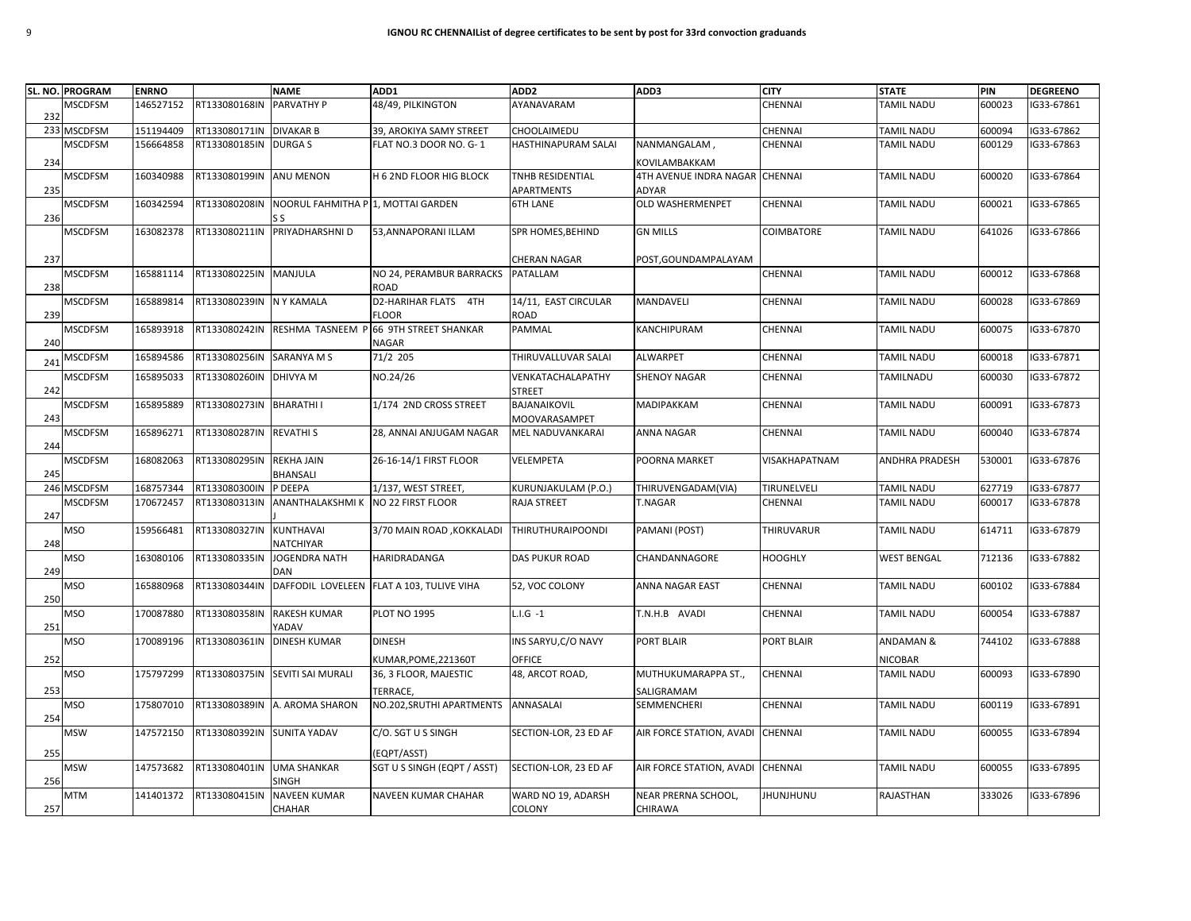**IGNOU RC CHENNAIList of degree certificates to be sent by post for 33rd convoction graduands**

| SL. NO. | PROGRAM | ENRNO | | NAME | ADD1 | ADD2 | ADD3 | CITY | STATE | PIN | DEGREENO |
|---|---|---|---|---|---|---|---|---|---|---|---|
| 232 | MSCDFSM | 146527152 | RT133080168IN | PARVATHY P | 48/49, PILKINGTON | AYANAVARAM | | CHENNAI | TAMIL NADU | 600023 | IG33-67861 |
| 233 | MSCDFSM | 151194409 | RT133080171IN | DIVAKAR B | 39, AROKIYA SAMY STREET | CHOOLAIMEDU | | CHENNAI | TAMIL NADU | 600094 | IG33-67862 |
| 234 | MSCDFSM | 156664858 | RT133080185IN | DURGA S | FLAT NO.3 DOOR NO. G- 1 | HASTHINAPURAM SALAI | NANMANGALAM , KOVILAMBAKKAM | CHENNAI | TAMIL NADU | 600129 | IG33-67863 |
| 235 | MSCDFSM | 160340988 | RT133080199IN | ANU MENON | H 6 2ND FLOOR HIG BLOCK | TNHB RESIDENTIAL APARTMENTS | 4TH AVENUE INDRA NAGAR ADYAR | CHENNAI | TAMIL NADU | 600020 | IG33-67864 |
| 236 | MSCDFSM | 160342594 | RT133080208IN | NOORUL FAHMITHA P S S | 1, MOTTAI GARDEN | 6TH LANE | OLD WASHERMENPET | CHENNAI | TAMIL NADU | 600021 | IG33-67865 |
| 237 | MSCDFSM | 163082378 | RT133080211IN | PRIYADHARSHNI D | 53,ANNAPORANI ILLAM | SPR HOMES,BEHIND CHERAN NAGAR | GN MILLS POST,GOUNDAMPALAYAM | COIMBATORE | TAMIL NADU | 641026 | IG33-67866 |
| 238 | MSCDFSM | 165881114 | RT133080225IN | MANJULA | NO 24, PERAMBUR BARRACKS ROAD | PATALLAM | | CHENNAI | TAMIL NADU | 600012 | IG33-67868 |
| 239 | MSCDFSM | 165889814 | RT133080239IN | N Y KAMALA | D2-HARIHAR FLATS 4TH FLOOR | 14/11, EAST CIRCULAR ROAD | MANDAVELI | CHENNAI | TAMIL NADU | 600028 | IG33-67869 |
| 240 | MSCDFSM | 165893918 | RT133080242IN | RESHMA TASNEEM P | 66 9TH STREET SHANKAR NAGAR | PAMMAL | KANCHIPURAM | CHENNAI | TAMIL NADU | 600075 | IG33-67870 |
| 241 | MSCDFSM | 165894586 | RT133080256IN | SARANYA M S | 71/2 205 | THIRUVALLUVAR SALAI | ALWARPET | CHENNAI | TAMIL NADU | 600018 | IG33-67871 |
| 242 | MSCDFSM | 165895033 | RT133080260IN | DHIVYA M | NO.24/26 | VENKATACHALAPATHY STREET | SHENOY NAGAR | CHENNAI | TAMILNADU | 600030 | IG33-67872 |
| 243 | MSCDFSM | 165895889 | RT133080273IN | BHARATHI I | 1/174 2ND CROSS STREET | BAJANAIKOVIL MOOVARASAMPET | MADIPAKKAM | CHENNAI | TAMIL NADU | 600091 | IG33-67873 |
| 244 | MSCDFSM | 165896271 | RT133080287IN | REVATHI S | 28, ANNAI ANJUGAM NAGAR | MEL NADUVANKARAI | ANNA NAGAR | CHENNAI | TAMIL NADU | 600040 | IG33-67874 |
| 245 | MSCDFSM | 168082063 | RT133080295IN | REKHA JAIN BHANSALI | 26-16-14/1 FIRST FLOOR | VELEMPETA | POORNA MARKET | VISAKHAPATNAM | ANDHRA PRADESH | 530001 | IG33-67876 |
| 246 | MSCDFSM | 168757344 | RT133080300IN | P DEEPA | 1/137, WEST STREET, | KURUNJAKULAM (P.O.) | THIRUVENGADAM(VIA) | TIRUNELVELI | TAMIL NADU | 627719 | IG33-67877 |
| 247 | MSCDFSM | 170672457 | RT133080313IN | ANANTHALAKSHMI K J | NO 22 FIRST FLOOR | RAJA STREET | T.NAGAR | CHENNAI | TAMIL NADU | 600017 | IG33-67878 |
| 248 | MSO | 159566481 | RT133080327IN | KUNTHAVAI NATCHIYAR | 3/70 MAIN ROAD ,KOKKALADI | THIRUTHURAIPOONDI | PAMANI (POST) | THIRUVARUR | TAMIL NADU | 614711 | IG33-67879 |
| 249 | MSO | 163080106 | RT133080335IN | JOGENDRA NATH DAN | HARIDRADANGA | DAS PUKUR ROAD | CHANDANNAGORE | HOOGHLY | WEST BENGAL | 712136 | IG33-67882 |
| 250 | MSO | 165880968 | RT133080344IN | DAFFODIL LOVELEEN | FLAT A 103, TULIVE VIHA | 52, VOC COLONY | ANNA NAGAR EAST | CHENNAI | TAMIL NADU | 600102 | IG33-67884 |
| 251 | MSO | 170087880 | RT133080358IN | RAKESH KUMAR YADAV | PLOT NO 1995 | L.I.G -1 | T.N.H.B AVADI | CHENNAI | TAMIL NADU | 600054 | IG33-67887 |
| 252 | MSO | 170089196 | RT133080361IN | DINESH KUMAR | DINESH KUMAR,POME,221360T | INS SARYU,C/O NAVY OFFICE | PORT BLAIR | PORT BLAIR | ANDAMAN & NICOBAR | 744102 | IG33-67888 |
| 253 | MSO | 175797299 | RT133080375IN | SEVITI SAI MURALI | 36, 3 FLOOR, MAJESTIC TERRACE, | 48, ARCOT ROAD, | MUTHUKUMARAPPA ST., SALIGRAMAM | CHENNAI | TAMIL NADU | 600093 | IG33-67890 |
| 254 | MSO | 175807010 | RT133080389IN | A. AROMA SHARON | NO.202,SRUTHI APARTMENTS | ANNASALAI | SEMMENCHERI | CHENNAI | TAMIL NADU | 600119 | IG33-67891 |
| 255 | MSW | 147572150 | RT133080392IN | SUNITA YADAV | C/O. SGT U S SINGH (EQPT/ASST) | SECTION-LOR, 23 ED AF | AIR FORCE STATION, AVADI | CHENNAI | TAMIL NADU | 600055 | IG33-67894 |
| 256 | MSW | 147573682 | RT133080401IN | UMA SHANKAR SINGH | SGT U S SINGH (EQPT / ASST) | SECTION-LOR, 23 ED AF | AIR FORCE STATION, AVADI | CHENNAI | TAMIL NADU | 600055 | IG33-67895 |
| 257 | MTM | 141401372 | RT133080415IN | NAVEEN KUMAR CHAHAR | NAVEEN KUMAR CHAHAR | WARD NO 19, ADARSH COLONY | NEAR PRERNA SCHOOL, CHIRAWA | JHUNJHUNU | RAJASTHAN | 333026 | IG33-67896 |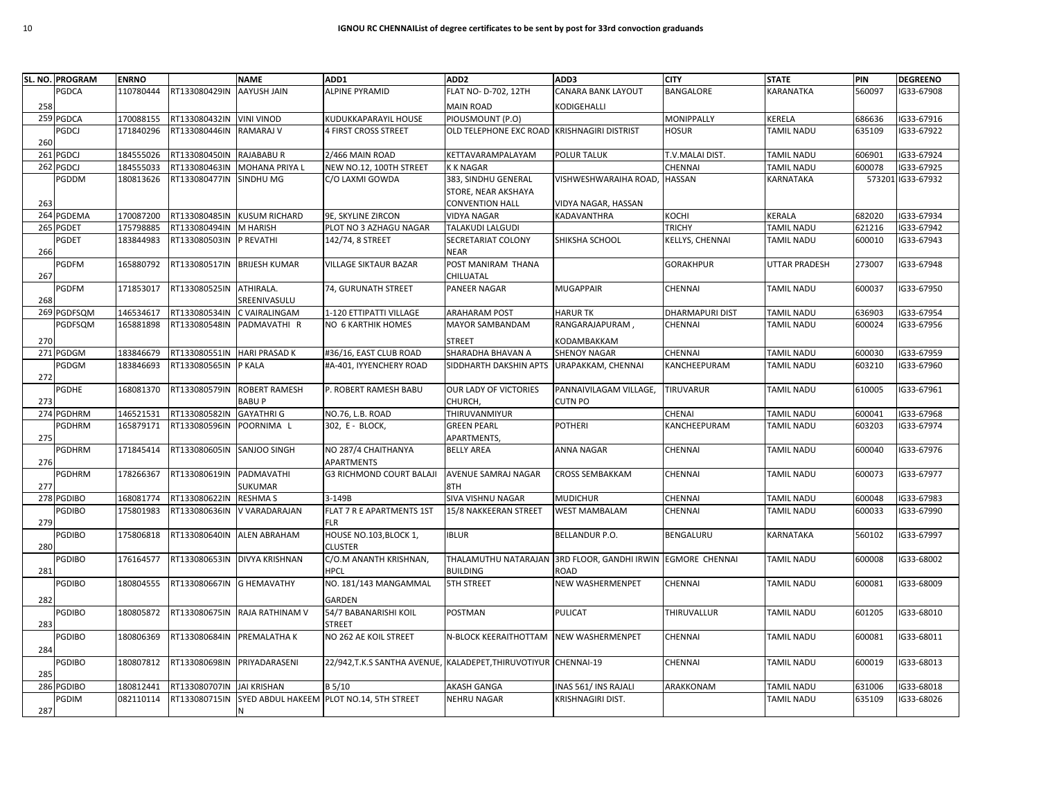# IGNOU RC CHENNAIList of degree certificates to be sent by post for 33rd convoction graduands

| SL. NO. | PROGRAM | ENRNO | | NAME | ADD1 | ADD2 | ADD3 | CITY | STATE | PIN | DEGREENO |
|---|---|---|---|---|---|---|---|---|---|---|---|
| 258 | PGDCA | 110780444 | RT133080429IN | AAYUSH JAIN | ALPINE PYRAMID | FLAT NO- D-702, 12TH MAIN ROAD | CANARA BANK LAYOUT KODIGEHALLI | BANGALORE | KARANATKA | 560097 | IG33-67908 |
| 259 | PGDCA | 170088155 | RT133080432IN | VINI VINOD | KUDUKKAPARAYIL HOUSE | PIOUSMOUNT (P.O) | | MONIPPALLY | KERELA | 686636 | IG33-67916 |
| 260 | PGDCJ | 171840296 | RT133080446IN | RAMARAJ V | 4 FIRST CROSS STREET | OLD TELEPHONE EXC ROAD | KRISHNAGIRI DISTRIST | HOSUR | TAMIL NADU | 635109 | IG33-67922 |
| 261 | PGDCJ | 184555026 | RT133080450IN | RAJABABU R | 2/466 MAIN ROAD | KETTAVARAMPALAYAM | POLUR TALUK | T.V.MALAI DIST. | TAMIL NADU | 606901 | IG33-67924 |
| 262 | PGDCJ | 184555033 | RT133080463IN | MOHANA PRIYA L | NEW NO.12, 100TH STREET | K K NAGAR | | CHENNAI | TAMIL NADU | 600078 | IG33-67925 |
| 263 | PGDDM | 180813626 | RT133080477IN | SINDHU MG | C/O LAXMI GOWDA | 383, SINDHU GENERAL STORE, NEAR AKSHAYA CONVENTION HALL | VISHWESHWARAIHA ROAD, VIDYA NAGAR, HASSAN | HASSAN | KARNATAKA | 573201 | IG33-67932 |
| 264 | PGDEMA | 170087200 | RT133080485IN | KUSUM RICHARD | 9E, SKYLINE ZIRCON | VIDYA NAGAR | KADAVANTHRA | KOCHI | KERALA | 682020 | IG33-67934 |
| 265 | PGDET | 175798885 | RT133080494IN | M HARISH | PLOT NO 3 AZHAGU NAGAR | TALAKUDI LALGUDI | | TRICHY | TAMIL NADU | 621216 | IG33-67942 |
| 266 | PGDET | 183844983 | RT133080503IN | P REVATHI | 142/74, 8 STREET | SECRETARIAT COLONY NEAR | SHIKSHA SCHOOL | KELLYS, CHENNAI | TAMIL NADU | 600010 | IG33-67943 |
| 267 | PGDFM | 165880792 | RT133080517IN | BRIJESH KUMAR | VILLAGE SIKTAUR BAZAR | POST MANIRAM THANA CHILUATAL | | GORAKHPUR | UTTAR PRADESH | 273007 | IG33-67948 |
| 268 | PGDFM | 171853017 | RT133080525IN | ATHIRALA. SREENIVASULU | 74, GURUNATH STREET | PANEER NAGAR | MUGAPPAIR | CHENNAI | TAMIL NADU | 600037 | IG33-67950 |
| 269 | PGDFSQM | 146534617 | RT133080534IN | C VAIRALINGAM | 1-120 ETTIPATTI VILLAGE | ARAHARAM POST | HARUR TK | DHARMAPURI DIST | TAMIL NADU | 636903 | IG33-67954 |
| 270 | PGDFSQM | 165881898 | RT133080548IN | PADMAVATHI R | NO 6 KARTHIK HOMES | MAYOR SAMBANDAM STREET | RANGARAJAPURAM , KODAMBAKKAM | CHENNAI | TAMIL NADU | 600024 | IG33-67956 |
| 271 | PGDGM | 183846679 | RT133080551IN | HARI PRASAD K | #36/16, EAST CLUB ROAD | SHARADHA BHAVAN A | SHENOY NAGAR | CHENNAI | TAMIL NADU | 600030 | IG33-67959 |
| 272 | PGDGM | 183846693 | RT133080565IN | P KALA | #A-401, IYYENCHERY ROAD | SIDDHARTH DAKSHIN APTS | URAPAKKAM, CHENNAI | KANCHEEPURAM | TAMIL NADU | 603210 | IG33-67960 |
| 273 | PGDHE | 168081370 | RT133080579IN | ROBERT RAMESH BABU P | P. ROBERT RAMESH BABU | OUR LADY OF VICTORIES CHURCH, | PANNAIVILAGAM VILLAGE, CUTN PO | TIRUVARUR | TAMIL NADU | 610005 | IG33-67961 |
| 274 | PGDHRM | 146521531 | RT133080582IN | GAYATHRI G | NO.76, L.B. ROAD | THIRUVANMIYUR | | CHENAI | TAMIL NADU | 600041 | IG33-67968 |
| 275 | PGDHRM | 165879171 | RT133080596IN | POORNIMA L | 302, E - BLOCK, | GREEN PEARL APARTMENTS, | POTHERI | KANCHEEPURAM | TAMIL NADU | 603203 | IG33-67974 |
| 276 | PGDHRM | 171845414 | RT133080605IN | SANJOO SINGH | NO 287/4 CHAITHANYA APARTMENTS | BELLY AREA | ANNA NAGAR | CHENNAI | TAMIL NADU | 600040 | IG33-67976 |
| 277 | PGDHRM | 178266367 | RT133080619IN | PADMAVATHI SUKUMAR | G3 RICHMOND COURT BALAJI | AVENUE SAMRAJ NAGAR 8TH | CROSS SEMBAKKAM | CHENNAI | TAMIL NADU | 600073 | IG33-67977 |
| 278 | PGDIBO | 168081774 | RT133080622IN | RESHMA S | 3-149B | SIVA VISHNU NAGAR | MUDICHUR | CHENNAI | TAMIL NADU | 600048 | IG33-67983 |
| 279 | PGDIBO | 175801983 | RT133080636IN | V VARADARAJAN | FLAT 7 R E APARTMENTS 1ST FLR | 15/8 NAKKEERAN STREET | WEST MAMBALAM | CHENNAI | TAMIL NADU | 600033 | IG33-67990 |
| 280 | PGDIBO | 175806818 | RT133080640IN | ALEN ABRAHAM | HOUSE NO.103,BLOCK 1, CLUSTER | IBLUR | BELLANDUR P.O. | BENGALURU | KARNATAKA | 560102 | IG33-67997 |
| 281 | PGDIBO | 176164577 | RT133080653IN | DIVYA KRISHNAN | C/O.M ANANTH KRISHNAN, HPCL | THALAMUTHU NATARAJAN BUILDING | 3RD FLOOR, GANDHI IRWIN ROAD | EGMORE CHENNAI | TAMIL NADU | 600008 | IG33-68002 |
| 282 | PGDIBO | 180804555 | RT133080667IN | G HEMAVATHY | NO. 181/143 MANGAMMAL GARDEN | 5TH STREET | NEW WASHERMENPET | CHENNAI | TAMIL NADU | 600081 | IG33-68009 |
| 283 | PGDIBO | 180805872 | RT133080675IN | RAJA RATHINAM V | 54/7 BABANARISHI KOIL STREET | POSTMAN | PULICAT | THIRUVALLUR | TAMIL NADU | 601205 | IG33-68010 |
| 284 | PGDIBO | 180806369 | RT133080684IN | PREMALATHA K | NO 262 AE KOIL STREET | N-BLOCK KEERAITHOTTAM | NEW WASHERMENPET | CHENNAI | TAMIL NADU | 600081 | IG33-68011 |
| 285 | PGDIBO | 180807812 | RT133080698IN | PRIYADARASENI | 22/942,T.K.S SANTHA AVENUE, | KALADEPET,THIRUVOTIYUR | CHENNAI-19 | CHENNAI | TAMIL NADU | 600019 | IG33-68013 |
| 286 | PGDIBO | 180812441 | RT133080707IN | JAI KRISHAN | B 5/10 | AKASH GANGA | INAS 561/ INS RAJALI | ARAKKONAM | TAMIL NADU | 631006 | IG33-68018 |
| 287 | PGDIM | 082110114 | RT133080715IN | SYED ABDUL HAKEEM N | PLOT NO.14, 5TH STREET | NEHRU NAGAR | KRISHNAGIRI DIST. | | TAMIL NADU | 635109 | IG33-68026 |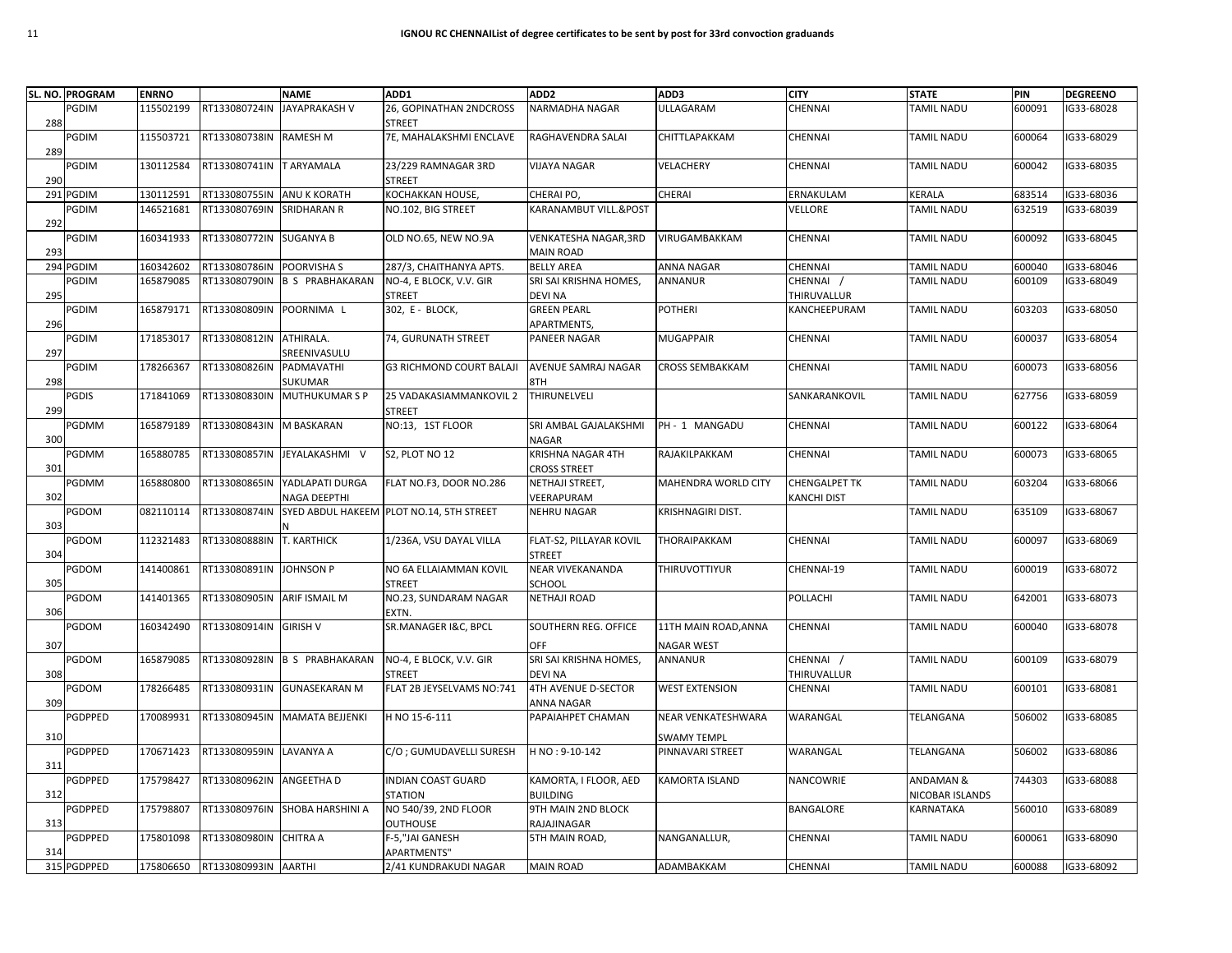**IGNOU RC CHENNAIList of degree certificates to be sent by post for 33rd convoction graduands**

| SL. NO. | PROGRAM | ENRNO | | NAME | ADD1 | ADD2 | ADD3 | CITY | STATE | PIN | DEGREENO |
|---|---|---|---|---|---|---|---|---|---|---|---|
| 288 | PGDIM | 115502199 | RT133080724IN | JAYAPRAKASH V | 26, GOPINATHAN 2NDCROSS STREET | NARMADHA NAGAR | ULLAGARAM | CHENNAI | TAMIL NADU | 600091 | IG33-68028 |
| 289 | PGDIM | 115503721 | RT133080738IN | RAMESH M | 7E, MAHALAKSHMI ENCLAVE | RAGHAVENDRA SALAI | CHITTLAPAKKAM | CHENNAI | TAMIL NADU | 600064 | IG33-68029 |
| 290 | PGDIM | 130112584 | RT133080741IN | T ARYAMALA | 23/229 RAMNAGAR 3RD STREET | VIJAYA NAGAR | VELACHERY | CHENNAI | TAMIL NADU | 600042 | IG33-68035 |
| 291 | PGDIM | 130112591 | RT133080755IN | ANU K KORATH | KOCHAKKAN HOUSE, | CHERAI PO, | CHERAI | ERNAKULAM | KERALA | 683514 | IG33-68036 |
| 292 | PGDIM | 146521681 | RT133080769IN | SRIDHARAN R | NO.102, BIG STREET | KARANAMBUT VILL.&POST | | VELLORE | TAMIL NADU | 632519 | IG33-68039 |
| 293 | PGDIM | 160341933 | RT133080772IN | SUGANYA B | OLD NO.65, NEW NO.9A | VENKATESHA NAGAR,3RD MAIN ROAD | VIRUGAMBAKKAM | CHENNAI | TAMIL NADU | 600092 | IG33-68045 |
| 294 | PGDIM | 160342602 | RT133080786IN | POORVISHA S | 287/3, CHAITHANYA APTS. | BELLY AREA | ANNA NAGAR | CHENNAI | TAMIL NADU | 600040 | IG33-68046 |
| 295 | PGDIM | 165879085 | RT133080790IN | B S PRABHAKARAN | NO-4, E BLOCK, V.V. GIR STREET | SRI SAI KRISHNA HOMES, DEVI NA | ANNANUR | CHENNAI / THIRUVALLUR | TAMIL NADU | 600109 | IG33-68049 |
| 296 | PGDIM | 165879171 | RT133080809IN | POORNIMA L | 302, E - BLOCK, | GREEN PEARL APARTMENTS, | POTHERI | KANCHEEPURAM | TAMIL NADU | 603203 | IG33-68050 |
| 297 | PGDIM | 171853017 | RT133080812IN | ATHIRALA. SREENIVASULU | 74, GURUNATH STREET | PANEER NAGAR | MUGAPPAIR | CHENNAI | TAMIL NADU | 600037 | IG33-68054 |
| 298 | PGDIM | 178266367 | RT133080826IN | PADMAVATHI SUKUMAR | G3 RICHMOND COURT BALAJI | AVENUE SAMRAJ NAGAR 8TH | CROSS SEMBAKKAM | CHENNAI | TAMIL NADU | 600073 | IG33-68056 |
| 299 | PGDIS | 171841069 | RT133080830IN | MUTHUKUMAR S P | 25 VADAKASIAMMANKOVIL 2 STREET | THIRUNELVELI | | SANKARANKOVIL | TAMIL NADU | 627756 | IG33-68059 |
| 300 | PGDMM | 165879189 | RT133080843IN | M BASKARAN | NO:13, 1ST FLOOR | SRI AMBAL GAJALAKSHMI NAGAR | PH - 1 MANGADU | CHENNAI | TAMIL NADU | 600122 | IG33-68064 |
| 301 | PGDMM | 165880785 | RT133080857IN | JEYALAKASHMI V | S2, PLOT NO 12 | KRISHNA NAGAR 4TH CROSS STREET | RAJAKILPAKKAM | CHENNAI | TAMIL NADU | 600073 | IG33-68065 |
| 302 | PGDMM | 165880800 | RT133080865IN | YADLAPATI DURGA NAGA DEEPTHI | FLAT NO.F3, DOOR NO.286 | NETHAJI STREET, VEERAPURAM | MAHENDRA WORLD CITY | CHENGALPET TK KANCHI DIST | TAMIL NADU | 603204 | IG33-68066 |
| 303 | PGDOM | 082110114 | RT133080874IN | SYED ABDUL HAKEEM N | PLOT NO.14, 5TH STREET | NEHRU NAGAR | KRISHNAGIRI DIST. | | TAMIL NADU | 635109 | IG33-68067 |
| 304 | PGDOM | 112321483 | RT133080888IN | T. KARTHICK | 1/236A, VSU DAYAL VILLA | FLAT-S2, PILLAYAR KOVIL STREET | THORAIPAKKAM | CHENNAI | TAMIL NADU | 600097 | IG33-68069 |
| 305 | PGDOM | 141400861 | RT133080891IN | JOHNSON P | NO 6A ELLAIAMMAN KOVIL STREET | NEAR VIVEKANANDA SCHOOL | THIRUVOTTIYUR | CHENNAI-19 | TAMIL NADU | 600019 | IG33-68072 |
| 306 | PGDOM | 141401365 | RT133080905IN | ARIF ISMAIL M | NO.23, SUNDARAM NAGAR EXTN. | NETHAJI ROAD | | POLLACHI | TAMIL NADU | 642001 | IG33-68073 |
| 307 | PGDOM | 160342490 | RT133080914IN | GIRISH V | SR.MANAGER I&C, BPCL | SOUTHERN REG. OFFICE OFF | 11TH MAIN ROAD,ANNA NAGAR WEST | CHENNAI | TAMIL NADU | 600040 | IG33-68078 |
| 308 | PGDOM | 165879085 | RT133080928IN | B S PRABHAKARAN | NO-4, E BLOCK, V.V. GIR STREET | SRI SAI KRISHNA HOMES, DEVI NA | ANNANUR | CHENNAI / THIRUVALLUR | TAMIL NADU | 600109 | IG33-68079 |
| 309 | PGDOM | 178266485 | RT133080931IN | GUNASEKARAN M | FLAT 2B JEYSELVAMS NO:741 | 4TH AVENUE D-SECTOR ANNA NAGAR | WEST EXTENSION | CHENNAI | TAMIL NADU | 600101 | IG33-68081 |
| 310 | PGDPPED | 170089931 | RT133080945IN | MAMATA BEJJENKI | H NO 15-6-111 | PAPAIAHPET CHAMAN | NEAR VENKATESHWARA SWAMY TEMPL | WARANGAL | TELANGANA | 506002 | IG33-68085 |
| 311 | PGDPPED | 170671423 | RT133080959IN | LAVANYA A | C/O ; GUMUDAVELLI SURESH | H NO : 9-10-142 | PINNAVARI STREET | WARANGAL | TELANGANA | 506002 | IG33-68086 |
| 312 | PGDPPED | 175798427 | RT133080962IN | ANGEETHA D | INDIAN COAST GUARD STATION | KAMORTA, I FLOOR, AED BUILDING | KAMORTA ISLAND | NANCOWRIE | ANDAMAN & NICOBAR ISLANDS | 744303 | IG33-68088 |
| 313 | PGDPPED | 175798807 | RT133080976IN | SHOBA HARSHINI A | NO 540/39, 2ND FLOOR OUTHOUSE | 9TH MAIN 2ND BLOCK RAJAJINAGAR | | BANGALORE | KARNATAKA | 560010 | IG33-68089 |
| 314 | PGDPPED | 175801098 | RT133080980IN | CHITRA A | F-5,"JAI GANESH APARTMENTS" | 5TH MAIN ROAD, | NANGANALLUR, | CHENNAI | TAMIL NADU | 600061 | IG33-68090 |
| 315 | PGDPPED | 175806650 | RT133080993IN | AARTHI | 2/41 KUNDRAKUDI NAGAR | MAIN ROAD | ADAMBAKKAM | CHENNAI | TAMIL NADU | 600088 | IG33-68092 |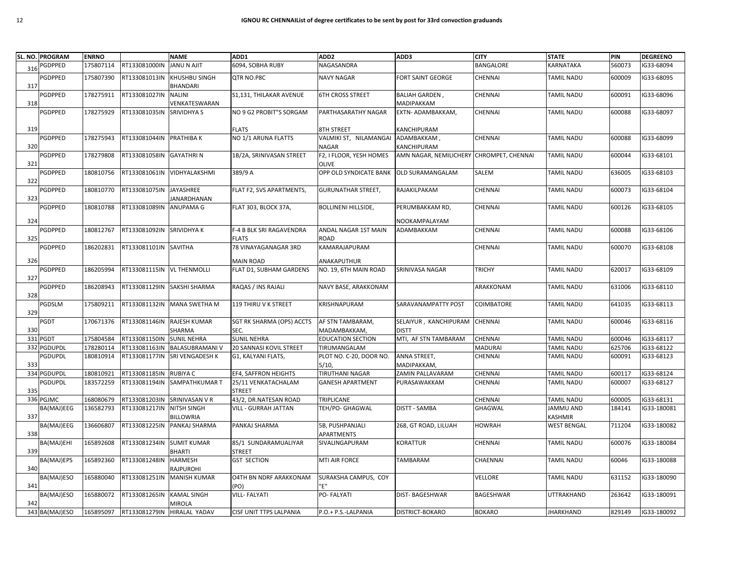# IGNOU RC CHENNAIList of degree certificates to be sent by post for 33rd convoction graduands

| SL. NO. | PROGRAM | ENRNO | | NAME | ADD1 | ADD2 | ADD3 | CITY | STATE | PIN | DEGREENO |
|---|---|---|---|---|---|---|---|---|---|---|---|
| 316 | PGDPPED | 175807114 | RT133081000IN | JANU N AJIT | 6094, SOBHA RUBY | NAGASANDRA | | BANGALORE | KARNATAKA | 560073 | IG33-68094 |
| 317 | PGDPPED | 175807390 | RT133081013IN | KHUSHBU SINGH BHANDARI | QTR NO.P8C | NAVY NAGAR | FORT SAINT GEORGE | CHENNAI | TAMIL NADU | 600009 | IG33-68095 |
| 318 | PGDPPED | 178275911 | RT133081027IN | NALINI VENKATESWARAN | S1,131, THILAKAR AVENUE | 6TH CROSS STREET | BALIAH GARDEN , MADIPAKKAM | CHENNAI | TAMIL NADU | 600091 | IG33-68096 |
| 319 | PGDPPED | 178275929 | RT133081035IN | SRIVIDHYA S | NO 9 G2 PROBIT"S SORGAM FLATS | PARTHASARATHY NAGAR 8TH STREET | EXTN- ADAMBAKKAM, KANCHIPURAM | CHENNAI | TAMIL NADU | 600088 | IG33-68097 |
| 320 | PGDPPED | 178275943 | RT133081044IN | PRATHIBA K | NO 1/1 ARUNA FLATTS | VALMIKI ST, NILAMANGAI NAGAR | ADAMBAKKAM , KANCHIPURAM | CHENNAI | TAMIL NADU | 600088 | IG33-68099 |
| 321 | PGDPPED | 178279808 | RT133081058IN | GAYATHRI N | 1B/2A, SRINIVASAN STREET | F2, I FLOOR, YESH HOMES OLIVE | AMN NAGAR, NEMILICHERY | CHROMPET, CHENNAI | TAMIL NADU | 600044 | IG33-68101 |
| 322 | PGDPPED | 180810756 | RT133081061IN | VIDHYALAKSHMI | 389/9 A | OPP OLD SYNDICATE BANK | OLD SURAMANGALAM | SALEM | TAMIL NADU | 636005 | IG33-68103 |
| 323 | PGDPPED | 180810770 | RT133081075IN | JAYASHREE JANARDHANAN | FLAT F2, SVS APARTMENTS, | GURUNATHAR STREET, | RAJAKILPAKAM | CHENNAI | TAMIL NADU | 600073 | IG33-68104 |
| 324 | PGDPPED | 180810788 | RT133081089IN | ANUPAMA G | FLAT 303, BLOCK 37A, | BOLLINENI HILLSIDE, | PERUMBAKKAM RD, NOOKAMPALAYAM | CHENNAI | TAMIL NADU | 600126 | IG33-68105 |
| 325 | PGDPPED | 180812767 | RT133081092IN | SRIVIDHYA K | F-4 B BLK SRI RAGAVENDRA FLATS | ANDAL NAGAR 1ST MAIN ROAD | ADAMBAKKAM | CHENNAI | TAMIL NADU | 600088 | IG33-68106 |
| 326 | PGDPPED | 186202831 | RT133081101IN | SAVITHA | 78 VINAYAGANAGAR 3RD MAIN ROAD | KAMARAJAPURAM ANAKAPUTHUR | | CHENNAI | TAMIL NADU | 600070 | IG33-68108 |
| 327 | PGDPPED | 186205994 | RT133081115IN | VL THENMOLLI | FLAT D1, SUBHAM GARDENS | NO. 19, 6TH MAIN ROAD | SRINIVASA NAGAR | TRICHY | TAMIL NADU | 620017 | IG33-68109 |
| 328 | PGDPPED | 186208943 | RT133081129IN | SAKSHI SHARMA | RAQAS / INS RAJALI | NAVY BASE, ARAKKONAM | | ARAKKONAM | TAMIL NADU | 631006 | IG33-68110 |
| 329 | PGDSLM | 175809211 | RT133081132IN | MANA SWETHA M | 119 THIRU V K STREET | KRISHNAPURAM | SARAVANAMPATTY POST | COIMBATORE | TAMIL NADU | 641035 | IG33-68113 |
| 330 | PGDT | 170671376 | RT133081146IN | RAJESH KUMAR SHARMA | SGT RK SHARMA (OPS) ACCTS SEC. | AF STN TAMBARAM, MADAMBAKKAM, | SELAIYUR , KANCHIPURAM DISTT | CHENNAI | TAMIL NADU | 600046 | IG33-68116 |
| 331 | PGDT | 175804584 | RT133081150IN | SUNIL NEHRA | SUNIL NEHRA | EDUCATION SECTION | MTI, AF STN TAMBARAM | CHENNAI | TAMIL NADU | 600046 | IG33-68117 |
| 332 | PGDUPDL | 178280114 | RT133081163IN | BALASUBRAMANI V | 20 SANNASI KOVIL STREET | TIRUMANGALAM | | MADURAI | TAMIL NADU | 625706 | IG33-68122 |
| 333 | PGDUPDL | 180810914 | RT133081177IN | SRI VENGADESH K | G1, KALYANI FLATS, | PLOT NO. C-20, DOOR NO. 5/10, | ANNA STREET, MADIPAKKAM, | CHENNAI | TAMIL NADU | 600091 | IG33-68123 |
| 334 | PGDUPDL | 180810921 | RT133081185IN | RUBIYA C | EF4, SAFFRON HEIGHTS | TIRUTHANI NAGAR | ZAMIN PALLAVARAM | CHENNAI | TAMIL NADU | 600117 | IG33-68124 |
| 335 | PGDUPDL | 183572259 | RT133081194IN | SAMPATHKUMAR T | 25/11 VENKATACHALAM STREET | GANESH APARTMENT | PURASAWAKKAM | CHENNAI | TAMIL NADU | 600007 | IG33-68127 |
| 336 | PGJMC | 168080679 | RT133081203IN | SRINIVASAN V R | 43/2, DR.NATESAN ROAD | TRIPLICANE | | CHENNAI | TAMIL NADU | 600005 | IG33-68131 |
| 337 | BA(MAJ)EEG | 136582793 | RT133081217IN | NITSH SINGH BILLOWRIA | VILL - GURRAH JATTAN | TEH/PO- GHAGWAL | DISTT - SAMBA | GHAGWAL | JAMMU AND KASHMIR | 184141 | IG33-180081 |
| 338 | BA(MAJ)EEG | 136606807 | RT133081225IN | PANKAJ SHARMA | PANKAJ SHARMA | 5B, PUSHPANJALI APARTMENTS | 268, GT ROAD, LILUAH | HOWRAH | WEST BENGAL | 711204 | IG33-180082 |
| 339 | BA(MAJ)EHI | 165892608 | RT133081234IN | SUMIT KUMAR BHARTI | 85/1 SUNDARAMUALIYAR STREET | SIVALINGAPURAM | KORATTUR | CHENNAI | TAMIL NADU | 600076 | IG33-180084 |
| 340 | BA(MAJ)EPS | 165892360 | RT133081248IN | HARMESH RAJPUROHI | GST SECTION | MTI AIR FORCE | TAMBARAM | CHAENNAI | TAMIL NADU | 60046 | IG33-180088 |
| 341 | BA(MAJ)ESO | 165880040 | RT133081251IN | MANISH KUMAR | O4TH BN NDRF ARAKKONAM (PO) | SURAKSHA CAMPUS, COY "E" | | VELLORE | TAMIL NADU | 631152 | IG33-180090 |
| 342 | BA(MAJ)ESO | 165880072 | RT133081265IN | KAMAL SINGH MIROLA | VILL- FALYATI | PO- FALYATI | DIST- BAGESHWAR | BAGESHWAR | UTTRAKHAND | 263642 | IG33-180091 |
| 343 | BA(MAJ)ESO | 165895097 | RT133081279IN | HIRALAL YADAV | CISF UNIT TTPS LALPANIA | P.O.+ P.S.-LALPANIA | DISTRICT-BOKARO | BOKARO | JHARKHAND | 829149 | IG33-180092 |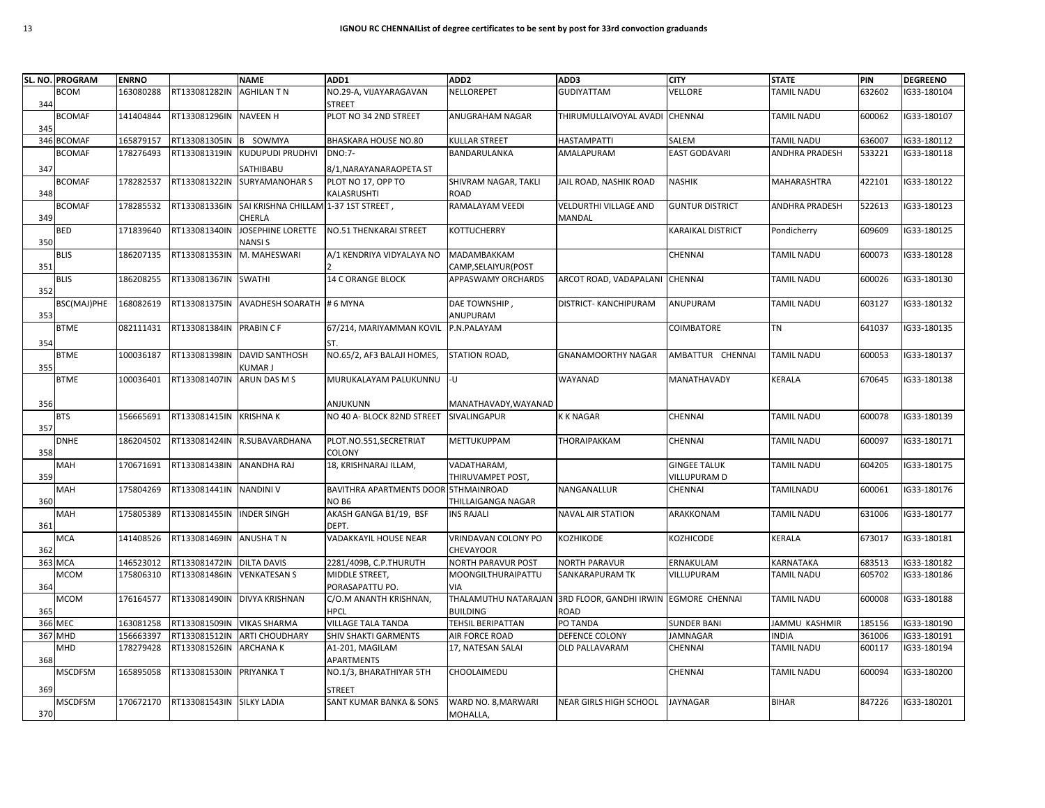# IGNOU RC CHENNAIList of degree certificates to be sent by post for 33rd convoction graduands

| SL. NO. | PROGRAM | ENRNO | | NAME | ADD1 | ADD2 | ADD3 | CITY | STATE | PIN | DEGREENO |
|---|---|---|---|---|---|---|---|---|---|---|---|
| 344 | BCOM | 163080288 | RT133081282IN | AGHILAN T N | NO.29-A, VIJAYARAGAVAN STREET | NELLOREPET | GUDIYATTAM | VELLORE | TAMIL NADU | 632602 | IG33-180104 |
| 345 | BCOMAF | 141404844 | RT133081296IN | NAVEEN H | PLOT NO 34 2ND STREET | ANUGRAHAM NAGAR | THIRUMULLAIVOYAL AVADI | CHENNAI | TAMIL NADU | 600062 | IG33-180107 |
| 346 | BCOMAF | 165879157 | RT133081305IN | B SOWMYA | BHASKARA HOUSE NO.80 | KULLAR STREET | HASTAMPATTI | SALEM | TAMIL NADU | 636007 | IG33-180112 |
| 347 | BCOMAF | 178276493 | RT133081319IN | KUDUPUDI PRUDHVI SATHIBABU | DNO:7-8/1,NARAYANARAOPETA ST | BANDARULANKA | AMALAPURAM | EAST GODAVARI | ANDHRA PRADESH | 533221 | IG33-180118 |
| 348 | BCOMAF | 178282537 | RT133081322IN | SURYAMANOHAR S | PLOT NO 17, OPP TO KALASRUSHTI | SHIVRAM NAGAR, TAKLI ROAD | JAIL ROAD, NASHIK ROAD | NASHIK | MAHARASHTRA | 422101 | IG33-180122 |
| 349 | BCOMAF | 178285532 | RT133081336IN | SAI KRISHNA CHILLAM CHERLA | 1-37 1ST STREET , | RAMALAYAM VEEDI | VELDURTHI VILLAGE AND MANDAL | GUNTUR DISTRICT | ANDHRA PRADESH | 522613 | IG33-180123 |
| 350 | BED | 171839640 | RT133081340IN | JOSEPHINE LORETTE NANSI S | NO.51 THENKARAI STREET | KOTTUCHERRY | | KARAIKAL DISTRICT | Pondicherry | 609609 | IG33-180125 |
| 351 | BLIS | 186207135 | RT133081353IN | M. MAHESWARI | A/1 KENDRIYA VIDYALAYA NO 2 | MADAMBAKKAM CAMP,SELAIYUR(POST | | CHENNAI | TAMIL NADU | 600073 | IG33-180128 |
| 352 | BLIS | 186208255 | RT133081367IN | SWATHI | 14 C ORANGE BLOCK | APPASWAMY ORCHARDS | ARCOT ROAD, VADAPALANI | CHENNAI | TAMIL NADU | 600026 | IG33-180130 |
| 353 | BSC(MAJ)PHE | 168082619 | RT133081375IN | AVADHESH SOARATH | # 6 MYNA | DAE TOWNSHIP , ANUPURAM | DISTRICT- KANCHIPURAM | ANUPURAM | TAMIL NADU | 603127 | IG33-180132 |
| 354 | BTME | 082111431 | RT133081384IN | PRABIN C F | 67/214, MARIYAMMAN KOVIL ST. | P.N.PALAYAM | | COIMBATORE | TN | 641037 | IG33-180135 |
| 355 | BTME | 100036187 | RT133081398IN | DAVID SANTHOSH KUMAR J | NO.65/2, AF3 BALAJI HOMES, | STATION ROAD, | GNANAMOORTHY NAGAR | AMBATTUR CHENNAI | TAMIL NADU | 600053 | IG33-180137 |
| 356 | BTME | 100036401 | RT133081407IN | ARUN DAS M S | MURUKALAYAM PALUKUNNU ANJUKUNN | -U MANATHAVADY,WAYANAD | WAYANAD | MANATHAVADY | KERALA | 670645 | IG33-180138 |
| 357 | BTS | 156665691 | RT133081415IN | KRISHNA K | NO 40 A- BLOCK 82ND STREET | SIVALINGAPUR | K K NAGAR | CHENNAI | TAMIL NADU | 600078 | IG33-180139 |
| 358 | DNHE | 186204502 | RT133081424IN | R.SUBAVARDHANA | PLOT.NO.551,SECRETRIAT COLONY | METTUKUPPAM | THORAIPAKKAM | CHENNAI | TAMIL NADU | 600097 | IG33-180171 |
| 359 | MAH | 170671691 | RT133081438IN | ANANDHA RAJ | 18, KRISHNARAJ ILLAM, | VADATHARAM, THIRUVAMPET POST, | | GINGEE TALUK VILLUPURAM D | TAMIL NADU | 604205 | IG33-180175 |
| 360 | MAH | 175804269 | RT133081441IN | NANDINI V | BAVITHRA APARTMENTS DOOR NO B6 | 5THMAINROAD THILLAIGANGA NAGAR | NANGANALLUR | CHENNAI | TAMILNADU | 600061 | IG33-180176 |
| 361 | MAH | 175805389 | RT133081455IN | INDER SINGH | AKASH GANGA B1/19, BSF DEPT. | INS RAJALI | NAVAL AIR STATION | ARAKKONAM | TAMIL NADU | 631006 | IG33-180177 |
| 362 | MCA | 141408526 | RT133081469IN | ANUSHA T N | VADAKKAYIL HOUSE NEAR | VRINDAVAN COLONY PO CHEVAYOOR | KOZHIKODE | KOZHICODE | KERALA | 673017 | IG33-180181 |
| 363 | MCA | 146523012 | RT133081472IN | DILTA DAVIS | 2281/409B, C.P.THURUTH | NORTH PARAVUR POST | NORTH PARAVUR | ERNAKULAM | KARNATAKA | 683513 | IG33-180182 |
| 364 | MCOM | 175806310 | RT133081486IN | VENKATESAN S | MIDDLE STREET, PORASAPATTU PO. | MOONGILTHURAIPATTU VIA | SANKARAPURAM TK | VILLUPURAM | TAMIL NADU | 605702 | IG33-180186 |
| 365 | MCOM | 176164577 | RT133081490IN | DIVYA KRISHNAN | C/O.M ANANTH KRISHNAN, HPCL | THALAMUTHU NATARAJAN BUILDING | 3RD FLOOR, GANDHI IRWIN ROAD | EGMORE CHENNAI | TAMIL NADU | 600008 | IG33-180188 |
| 366 | MEC | 163081258 | RT133081509IN | VIKAS SHARMA | VILLAGE TALA TANDA | TEHSIL BERIPATTAN | PO TANDA | SUNDER BANI | JAMMU KASHMIR | 185156 | IG33-180190 |
| 367 | MHD | 156663397 | RT133081512IN | ARTI CHOUDHARY | SHIV SHAKTI GARMENTS | AIR FORCE ROAD | DEFENCE COLONY | JAMNAGAR | INDIA | 361006 | IG33-180191 |
| 368 | MHD | 178279428 | RT133081526IN | ARCHANA K | A1-201, MAGILAM APARTMENTS | 17, NATESAN SALAI | OLD PALLAVARAM | CHENNAI | TAMIL NADU | 600117 | IG33-180194 |
| 369 | MSCDFSM | 165895058 | RT133081530IN | PRIYANKA T | NO.1/3, BHARATHIYAR 5TH STREET | CHOOLAIMEDU | | CHENNAI | TAMIL NADU | 600094 | IG33-180200 |
| 370 | MSCDFSM | 170672170 | RT133081543IN | SILKY LADIA | SANT KUMAR BANKA & SONS | WARD NO. 8,MARWARI MOHALLA, | NEAR GIRLS HIGH SCHOOL | JAYNAGAR | BIHAR | 847226 | IG33-180201 |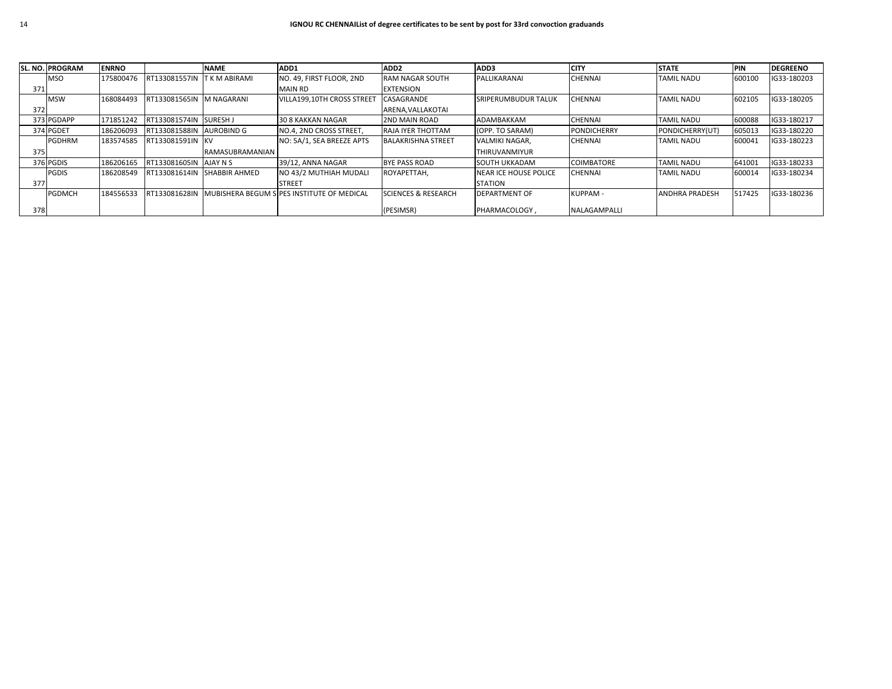**IGNOU RC CHENNAIList of degree certificates to be sent by post for 33rd convoction graduands**

| SL. NO. | PROGRAM | ENRNO | | NAME | ADD1 | ADD2 | ADD3 | CITY | STATE | PIN | DEGREENO |
|---|---|---|---|---|---|---|---|---|---|---|---|
| 371 | MSO | 175800476 | RT133081557IN | T K M ABIRAMI | NO. 49, FIRST FLOOR, 2ND MAIN RD | RAM NAGAR SOUTH EXTENSION | PALLIKARANAI | CHENNAI | TAMIL NADU | 600100 | IG33-180203 |
| 372 | MSW | 168084493 | RT133081565IN | M NAGARANI | VILLA199,10TH CROSS STREET | CASAGRANDE ARENA,VALLAKOTAI | SRIPERUMBUDUR TALUK | CHENNAI | TAMIL NADU | 602105 | IG33-180205 |
| 373 | PGDAPP | 171851242 | RT133081574IN | SURESH J | 30 8 KAKKAN NAGAR | 2ND MAIN ROAD | ADAMBAKKAM | CHENNAI | TAMIL NADU | 600088 | IG33-180217 |
| 374 | PGDET | 186206093 | RT133081588IN | AUROBIND G | NO.4, 2ND CROSS STREET, | RAJA IYER THOTTAM | (OPP. TO SARAM) | PONDICHERRY | PONDICHERRY(UT) | 605013 | IG33-180220 |
| 375 | PGDHRM | 183574585 | RT133081591IN | KV RAMASUBRAMANIAN | NO: 5A/1, SEA BREEZE APTS | BALAKRISHNA STREET | VALMIKI NAGAR, THIRUVANMIYUR | CHENNAI | TAMIL NADU | 600041 | IG33-180223 |
| 376 | PGDIS | 186206165 | RT133081605IN | AJAY N S | 39/12, ANNA NAGAR | BYE PASS ROAD | SOUTH UKKADAM | COIMBATORE | TAMIL NADU | 641001 | IG33-180233 |
| 377 | PGDIS | 186208549 | RT133081614IN | SHABBIR AHMED | NO 43/2 MUTHIAH MUDALI STREET | ROYAPETTAH, | NEAR ICE HOUSE POLICE STATION | CHENNAI | TAMIL NADU | 600014 | IG33-180234 |
| 378 | PGDMCH | 184556533 | RT133081628IN | MUBISHERA BEGUM S | PES INSTITUTE OF MEDICAL | SCIENCES & RESEARCH (PESIMSR) | DEPARTMENT OF PHARMACOLOGY , | KUPPAM - NALAGAMPALLI | ANDHRA PRADESH | 517425 | IG33-180236 |